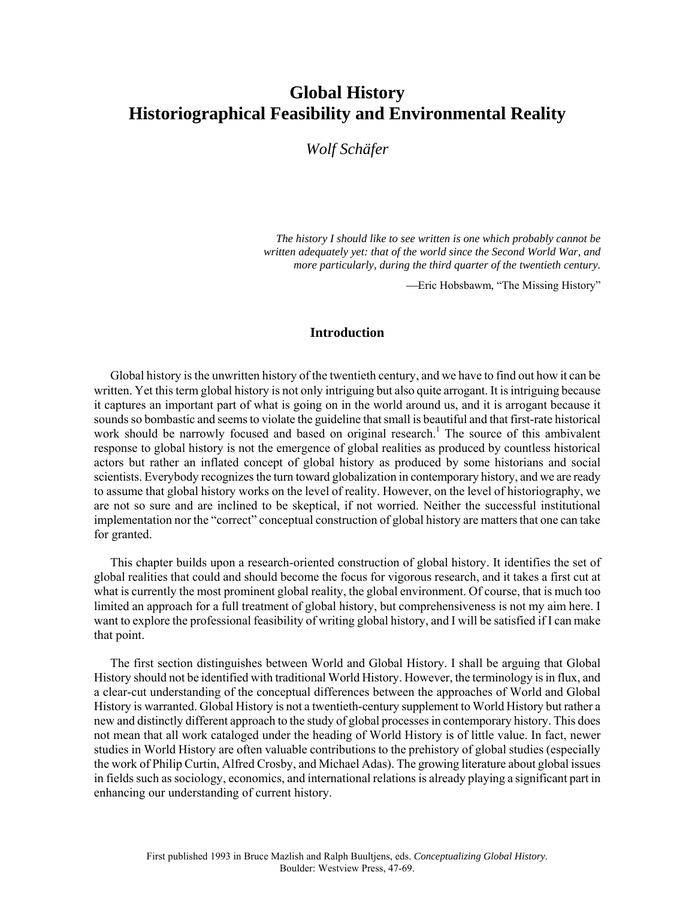# Global History
# Historiographical Feasibility and Environmental Reality

*Wolf Schäfer*

> *The history I should like to see written is one which probably cannot be written adequately yet: that of the world since the Second World War, and more particularly, during the third quarter of the twentieth century.*
>
> —Eric Hobsbawm, "The Missing History"

## Introduction

Global history is the unwritten history of the twentieth century, and we have to find out how it can be written. Yet this term global history is not only intriguing but also quite arrogant. It is intriguing because it captures an important part of what is going on in the world around us, and it is arrogant because it sounds so bombastic and seems to violate the guideline that small is beautiful and that first-rate historical work should be narrowly focused and based on original research.[1] The source of this ambivalent response to global history is not the emergence of global realities as produced by countless historical actors but rather an inflated concept of global history as produced by some historians and social scientists. Everybody recognizes the turn toward globalization in contemporary history, and we are ready to assume that global history works on the level of reality. However, on the level of historiography, we are not so sure and are inclined to be skeptical, if not worried. Neither the successful institutional implementation nor the "correct" conceptual construction of global history are matters that one can take for granted.

This chapter builds upon a research-oriented construction of global history. It identifies the set of global realities that could and should become the focus for vigorous research, and it takes a first cut at what is currently the most prominent global reality, the global environment. Of course, that is much too limited an approach for a full treatment of global history, but comprehensiveness is not my aim here. I want to explore the professional feasibility of writing global history, and I will be satisfied if I can make that point.

The first section distinguishes between World and Global History. I shall be arguing that Global History should not be identified with traditional World History. However, the terminology is in flux, and a clear-cut understanding of the conceptual differences between the approaches of World and Global History is warranted. Global History is not a twentieth-century supplement to World History but rather a new and distinctly different approach to the study of global processes in contemporary history. This does not mean that all work cataloged under the heading of World History is of little value. In fact, newer studies in World History are often valuable contributions to the prehistory of global studies (especially the work of Philip Curtin, Alfred Crosby, and Michael Adas). The growing literature about global issues in fields such as sociology, economics, and international relations is already playing a significant part in enhancing our understanding of current history.

First published 1993 in Bruce Mazlish and Ralph Buultjens, eds. *Conceptualizing Global History*. Boulder: Westview Press, 47-69.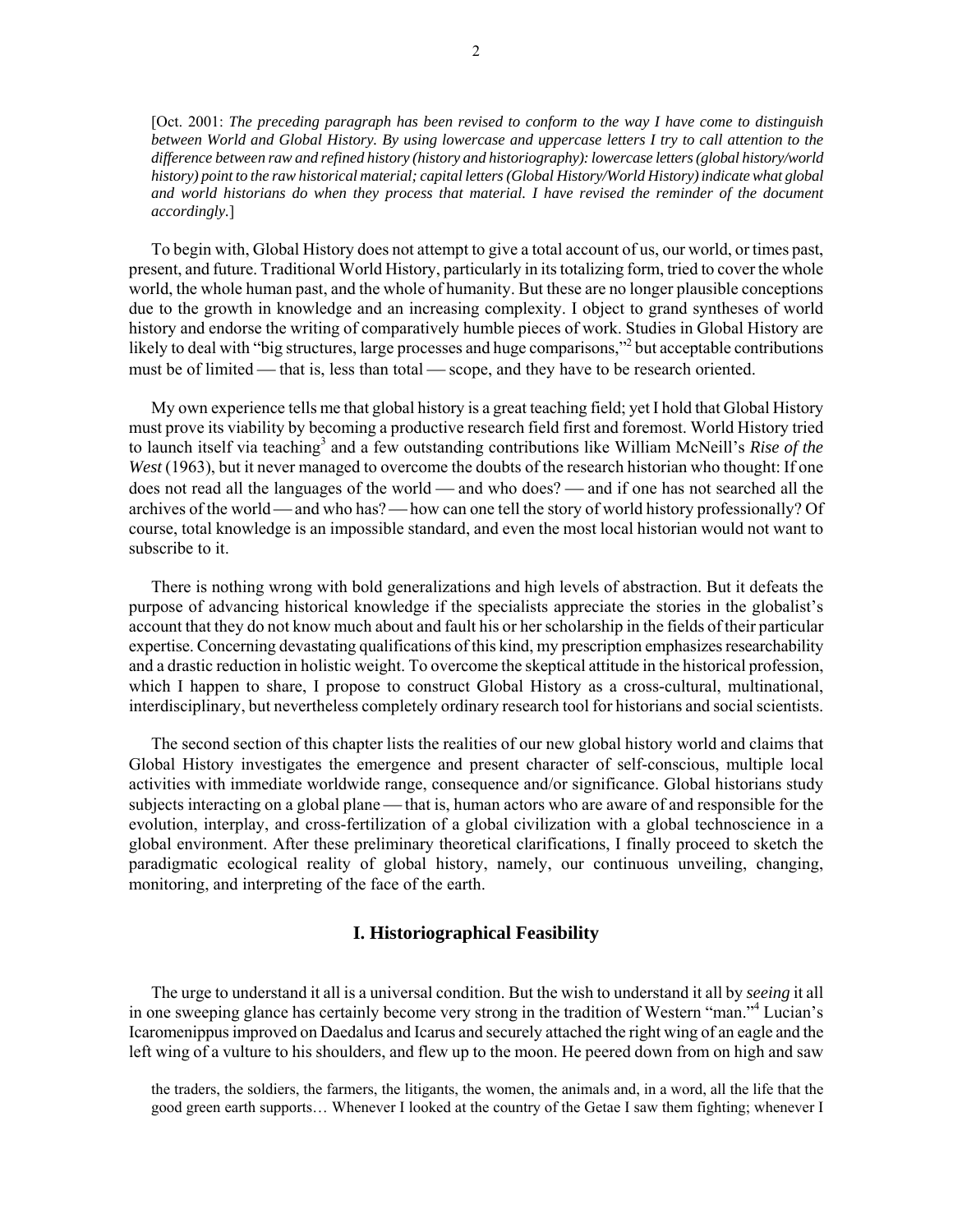[Oct. 2001: *The preceding paragraph has been revised to conform to the way I have come to distinguish between World and Global History. By using lowercase and uppercase letters I try to call attention to the difference between raw and refined history (history and historiography): lowercase letters (global history/world history) point to the raw historical material; capital letters (Global History/World History) indicate what global and world historians do when they process that material. I have revised the reminder of the document accordingly*.]

To begin with, Global History does not attempt to give a total account of us, our world, or times past, present, and future. Traditional World History, particularly in its totalizing form, tried to cover the whole world, the whole human past, and the whole of humanity. But these are no longer plausible conceptions due to the growth in knowledge and an increasing complexity. I object to grand syntheses of world history and endorse the writing of comparatively humble pieces of work. Studies in Global History are likely to deal with "big structures, large processes and huge comparisons,"[2] but acceptable contributions must be of limited — that is, less than total — scope, and they have to be research oriented.

My own experience tells me that global history is a great teaching field; yet I hold that Global History must prove its viability by becoming a productive research field first and foremost. World History tried to launch itself via teaching[3] and a few outstanding contributions like William McNeill's *Rise of the West* (1963), but it never managed to overcome the doubts of the research historian who thought: If one does not read all the languages of the world — and who does? — and if one has not searched all the archives of the world — and who has? — how can one tell the story of world history professionally? Of course, total knowledge is an impossible standard, and even the most local historian would not want to subscribe to it.

There is nothing wrong with bold generalizations and high levels of abstraction. But it defeats the purpose of advancing historical knowledge if the specialists appreciate the stories in the globalist's account that they do not know much about and fault his or her scholarship in the fields of their particular expertise. Concerning devastating qualifications of this kind, my prescription emphasizes researchability and a drastic reduction in holistic weight. To overcome the skeptical attitude in the historical profession, which I happen to share, I propose to construct Global History as a cross-cultural, multinational, interdisciplinary, but nevertheless completely ordinary research tool for historians and social scientists.

The second section of this chapter lists the realities of our new global history world and claims that Global History investigates the emergence and present character of self-conscious, multiple local activities with immediate worldwide range, consequence and/or significance. Global historians study subjects interacting on a global plane — that is, human actors who are aware of and responsible for the evolution, interplay, and cross-fertilization of a global civilization with a global technoscience in a global environment. After these preliminary theoretical clarifications, I finally proceed to sketch the paradigmatic ecological reality of global history, namely, our continuous unveiling, changing, monitoring, and interpreting of the face of the earth.

## I. Historiographical Feasibility

The urge to understand it all is a universal condition. But the wish to understand it all by *seeing* it all in one sweeping glance has certainly become very strong in the tradition of Western "man."[4] Lucian's Icaromenippus improved on Daedalus and Icarus and securely attached the right wing of an eagle and the left wing of a vulture to his shoulders, and flew up to the moon. He peered down from on high and saw

> the traders, the soldiers, the farmers, the litigants, the women, the animals and, in a word, all the life that the good green earth supports… Whenever I looked at the country of the Getae I saw them fighting; whenever I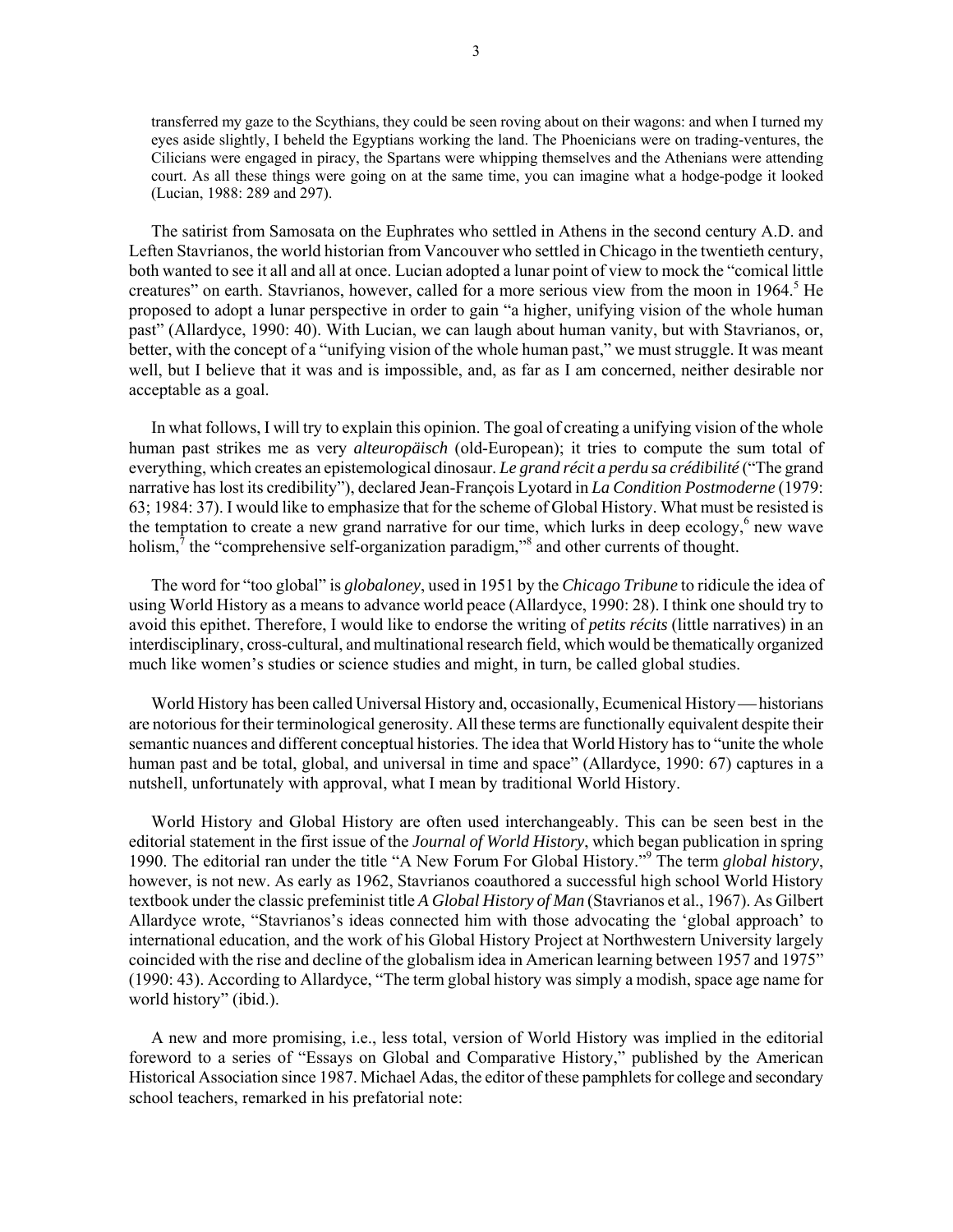> transferred my gaze to the Scythians, they could be seen roving about on their wagons: and when I turned my eyes aside slightly, I beheld the Egyptians working the land. The Phoenicians were on trading-ventures, the Cilicians were engaged in piracy, the Spartans were whipping themselves and the Athenians were attending court. As all these things were going on at the same time, you can imagine what a hodge-podge it looked (Lucian, 1988: 289 and 297).

The satirist from Samosata on the Euphrates who settled in Athens in the second century A.D. and Leften Stavrianos, the world historian from Vancouver who settled in Chicago in the twentieth century, both wanted to see it all and all at once. Lucian adopted a lunar point of view to mock the "comical little creatures" on earth. Stavrianos, however, called for a more serious view from the moon in 1964.[5] He proposed to adopt a lunar perspective in order to gain "a higher, unifying vision of the whole human past" (Allardyce, 1990: 40). With Lucian, we can laugh about human vanity, but with Stavrianos, or, better, with the concept of a "unifying vision of the whole human past," we must struggle. It was meant well, but I believe that it was and is impossible, and, as far as I am concerned, neither desirable nor acceptable as a goal.

In what follows, I will try to explain this opinion. The goal of creating a unifying vision of the whole human past strikes me as very *alteuropäisch* (old-European); it tries to compute the sum total of everything, which creates an epistemological dinosaur. *Le grand récit a perdu sa crédibilité* ("The grand narrative has lost its credibility"), declared Jean-François Lyotard in *La Condition Postmoderne* (1979: 63; 1984: 37). I would like to emphasize that for the scheme of Global History. What must be resisted is the temptation to create a new grand narrative for our time, which lurks in deep ecology,[6] new wave holism,[7] the "comprehensive self-organization paradigm,"[8] and other currents of thought.

The word for "too global" is *globaloney*, used in 1951 by the *Chicago Tribune* to ridicule the idea of using World History as a means to advance world peace (Allardyce, 1990: 28). I think one should try to avoid this epithet. Therefore, I would like to endorse the writing of *petits récits* (little narratives) in an interdisciplinary, cross-cultural, and multinational research field, which would be thematically organized much like women's studies or science studies and might, in turn, be called global studies.

World History has been called Universal History and, occasionally, Ecumenical History — historians are notorious for their terminological generosity. All these terms are functionally equivalent despite their semantic nuances and different conceptual histories. The idea that World History has to "unite the whole human past and be total, global, and universal in time and space" (Allardyce, 1990: 67) captures in a nutshell, unfortunately with approval, what I mean by traditional World History.

World History and Global History are often used interchangeably. This can be seen best in the editorial statement in the first issue of the *Journal of World History*, which began publication in spring 1990. The editorial ran under the title "A New Forum For Global History."[9] The term *global history*, however, is not new. As early as 1962, Stavrianos coauthored a successful high school World History textbook under the classic prefeminist title *A Global History of Man* (Stavrianos et al., 1967). As Gilbert Allardyce wrote, "Stavrianos's ideas connected him with those advocating the 'global approach' to international education, and the work of his Global History Project at Northwestern University largely coincided with the rise and decline of the globalism idea in American learning between 1957 and 1975" (1990: 43). According to Allardyce, "The term global history was simply a modish, space age name for world history" (ibid.).

A new and more promising, i.e., less total, version of World History was implied in the editorial foreword to a series of "Essays on Global and Comparative History," published by the American Historical Association since 1987. Michael Adas, the editor of these pamphlets for college and secondary school teachers, remarked in his prefatorial note: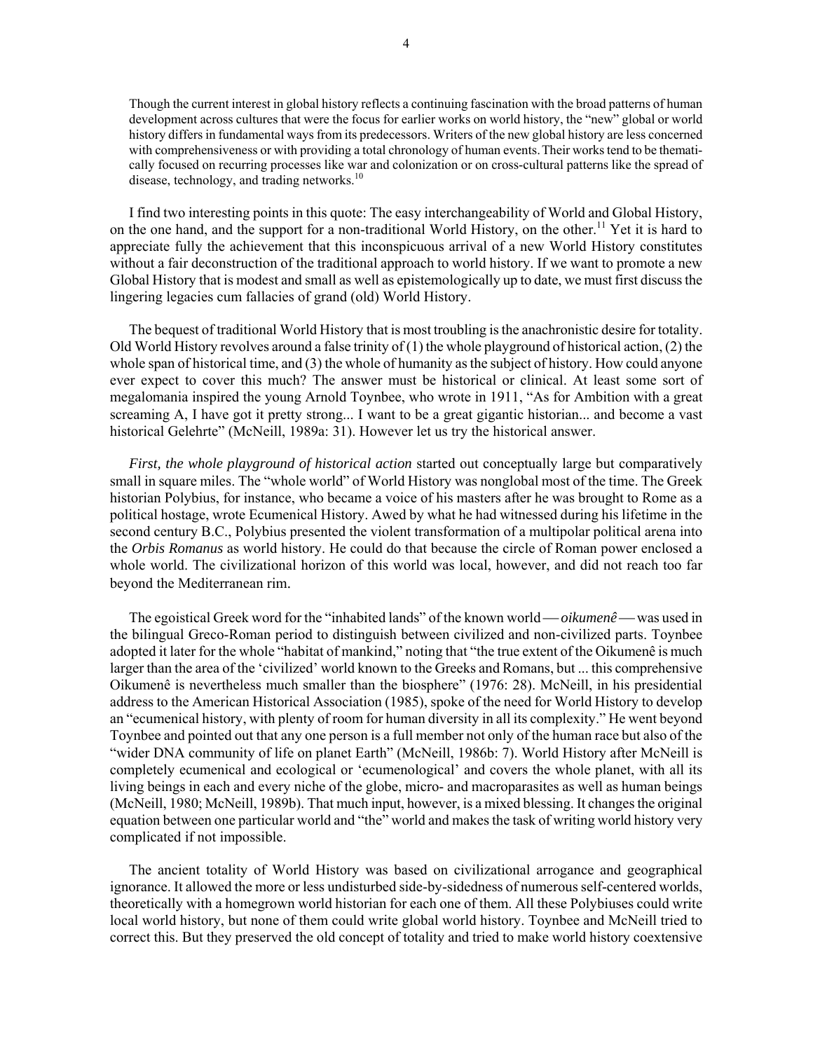> Though the current interest in global history reflects a continuing fascination with the broad patterns of human development across cultures that were the focus for earlier works on world history, the "new" global or world history differs in fundamental ways from its predecessors. Writers of the new global history are less concerned with comprehensiveness or with providing a total chronology of human events. Their works tend to be thematically focused on recurring processes like war and colonization or on cross-cultural patterns like the spread of disease, technology, and trading networks.[10]

I find two interesting points in this quote: The easy interchangeability of World and Global History, on the one hand, and the support for a non-traditional World History, on the other.[11] Yet it is hard to appreciate fully the achievement that this inconspicuous arrival of a new World History constitutes without a fair deconstruction of the traditional approach to world history. If we want to promote a new Global History that is modest and small as well as epistemologically up to date, we must first discuss the lingering legacies cum fallacies of grand (old) World History.

The bequest of traditional World History that is most troubling is the anachronistic desire for totality. Old World History revolves around a false trinity of (1) the whole playground of historical action, (2) the whole span of historical time, and (3) the whole of humanity as the subject of history. How could anyone ever expect to cover this much? The answer must be historical or clinical. At least some sort of megalomania inspired the young Arnold Toynbee, who wrote in 1911, "As for Ambition with a great screaming A, I have got it pretty strong... I want to be a great gigantic historian... and become a vast historical Gelehrte" (McNeill, 1989a: 31). However let us try the historical answer.

*First, the whole playground of historical action* started out conceptually large but comparatively small in square miles. The "whole world" of World History was nonglobal most of the time. The Greek historian Polybius, for instance, who became a voice of his masters after he was brought to Rome as a political hostage, wrote Ecumenical History. Awed by what he had witnessed during his lifetime in the second century B.C., Polybius presented the violent transformation of a multipolar political arena into the *Orbis Romanus* as world history. He could do that because the circle of Roman power enclosed a whole world. The civilizational horizon of this world was local, however, and did not reach too far beyond the Mediterranean rim.

The egoistical Greek word for the "inhabited lands" of the known world — *oikumenê* — was used in the bilingual Greco-Roman period to distinguish between civilized and non-civilized parts. Toynbee adopted it later for the whole "habitat of mankind," noting that "the true extent of the Oikumenê is much larger than the area of the 'civilized' world known to the Greeks and Romans, but ... this comprehensive Oikumenê is nevertheless much smaller than the biosphere" (1976: 28). McNeill, in his presidential address to the American Historical Association (1985), spoke of the need for World History to develop an "ecumenical history, with plenty of room for human diversity in all its complexity." He went beyond Toynbee and pointed out that any one person is a full member not only of the human race but also of the "wider DNA community of life on planet Earth" (McNeill, 1986b: 7). World History after McNeill is completely ecumenical and ecological or 'ecumenological' and covers the whole planet, with all its living beings in each and every niche of the globe, micro- and macroparasites as well as human beings (McNeill, 1980; McNeill, 1989b). That much input, however, is a mixed blessing. It changes the original equation between one particular world and "the" world and makes the task of writing world history very complicated if not impossible.

The ancient totality of World History was based on civilizational arrogance and geographical ignorance. It allowed the more or less undisturbed side-by-sidedness of numerous self-centered worlds, theoretically with a homegrown world historian for each one of them. All these Polybiuses could write local world history, but none of them could write global world history. Toynbee and McNeill tried to correct this. But they preserved the old concept of totality and tried to make world history coextensive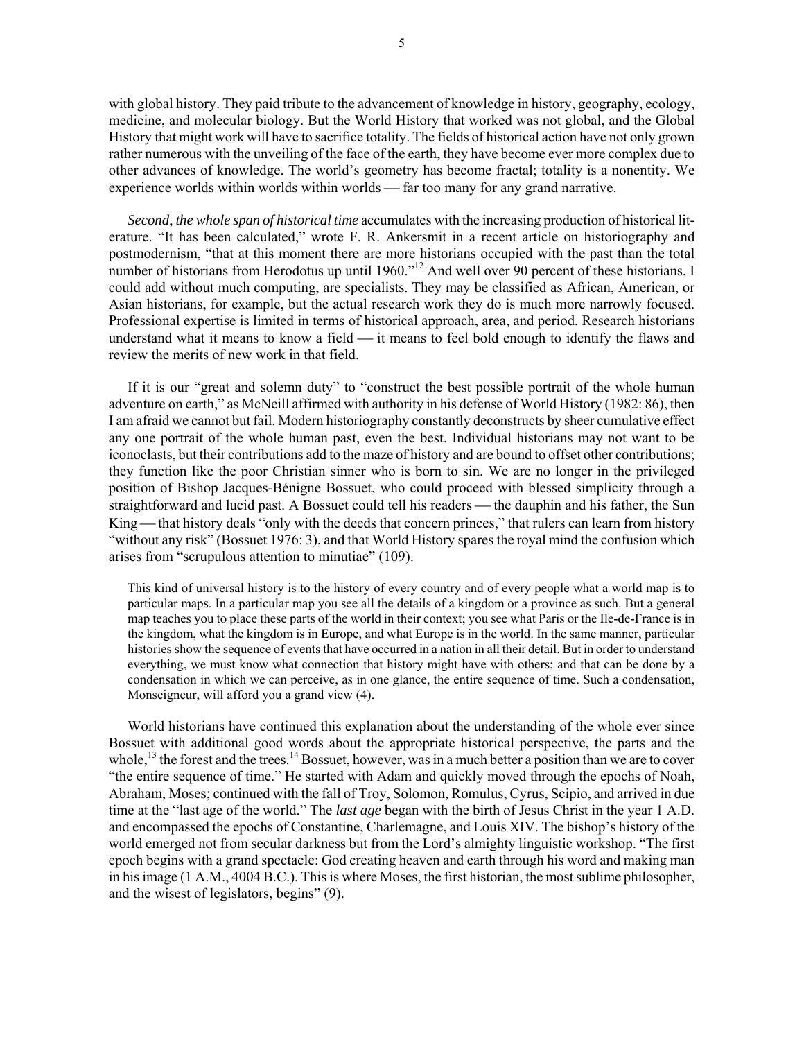with global history. They paid tribute to the advancement of knowledge in history, geography, ecology, medicine, and molecular biology. But the World History that worked was not global, and the Global History that might work will have to sacrifice totality. The fields of historical action have not only grown rather numerous with the unveiling of the face of the earth, they have become ever more complex due to other advances of knowledge. The world's geometry has become fractal; totality is a nonentity. We experience worlds within worlds within worlds — far too many for any grand narrative.

*Second*, *the whole span of historical time* accumulates with the increasing production of historical literature. "It has been calculated," wrote F. R. Ankersmit in a recent article on historiography and postmodernism, "that at this moment there are more historians occupied with the past than the total number of historians from Herodotus up until 1960."[12] And well over 90 percent of these historians, I could add without much computing, are specialists. They may be classified as African, American, or Asian historians, for example, but the actual research work they do is much more narrowly focused. Professional expertise is limited in terms of historical approach, area, and period. Research historians understand what it means to know a field — it means to feel bold enough to identify the flaws and review the merits of new work in that field.

If it is our "great and solemn duty" to "construct the best possible portrait of the whole human adventure on earth," as McNeill affirmed with authority in his defense of World History (1982: 86), then I am afraid we cannot but fail. Modern historiography constantly deconstructs by sheer cumulative effect any one portrait of the whole human past, even the best. Individual historians may not want to be iconoclasts, but their contributions add to the maze of history and are bound to offset other contributions; they function like the poor Christian sinner who is born to sin. We are no longer in the privileged position of Bishop Jacques-Bénigne Bossuet, who could proceed with blessed simplicity through a straightforward and lucid past. A Bossuet could tell his readers — the dauphin and his father, the Sun King — that history deals "only with the deeds that concern princes," that rulers can learn from history "without any risk" (Bossuet 1976: 3), and that World History spares the royal mind the confusion which arises from "scrupulous attention to minutiae" (109).

> This kind of universal history is to the history of every country and of every people what a world map is to particular maps. In a particular map you see all the details of a kingdom or a province as such. But a general map teaches you to place these parts of the world in their context; you see what Paris or the Ile-de-France is in the kingdom, what the kingdom is in Europe, and what Europe is in the world. In the same manner, particular histories show the sequence of events that have occurred in a nation in all their detail. But in order to understand everything, we must know what connection that history might have with others; and that can be done by a condensation in which we can perceive, as in one glance, the entire sequence of time. Such a condensation, Monseigneur, will afford you a grand view (4).

World historians have continued this explanation about the understanding of the whole ever since Bossuet with additional good words about the appropriate historical perspective, the parts and the whole,[13] the forest and the trees.[14] Bossuet, however, was in a much better position than we are to cover "the entire sequence of time." He started with Adam and quickly moved through the epochs of Noah, Abraham, Moses; continued with the fall of Troy, Solomon, Romulus, Cyrus, Scipio, and arrived in due time at the "last age of the world." The *last age* began with the birth of Jesus Christ in the year 1 A.D. and encompassed the epochs of Constantine, Charlemagne, and Louis XIV. The bishop's history of the world emerged not from secular darkness but from the Lord's almighty linguistic workshop. "The first epoch begins with a grand spectacle: God creating heaven and earth through his word and making man in his image (1 A.M., 4004 B.C.). This is where Moses, the first historian, the most sublime philosopher, and the wisest of legislators, begins" (9).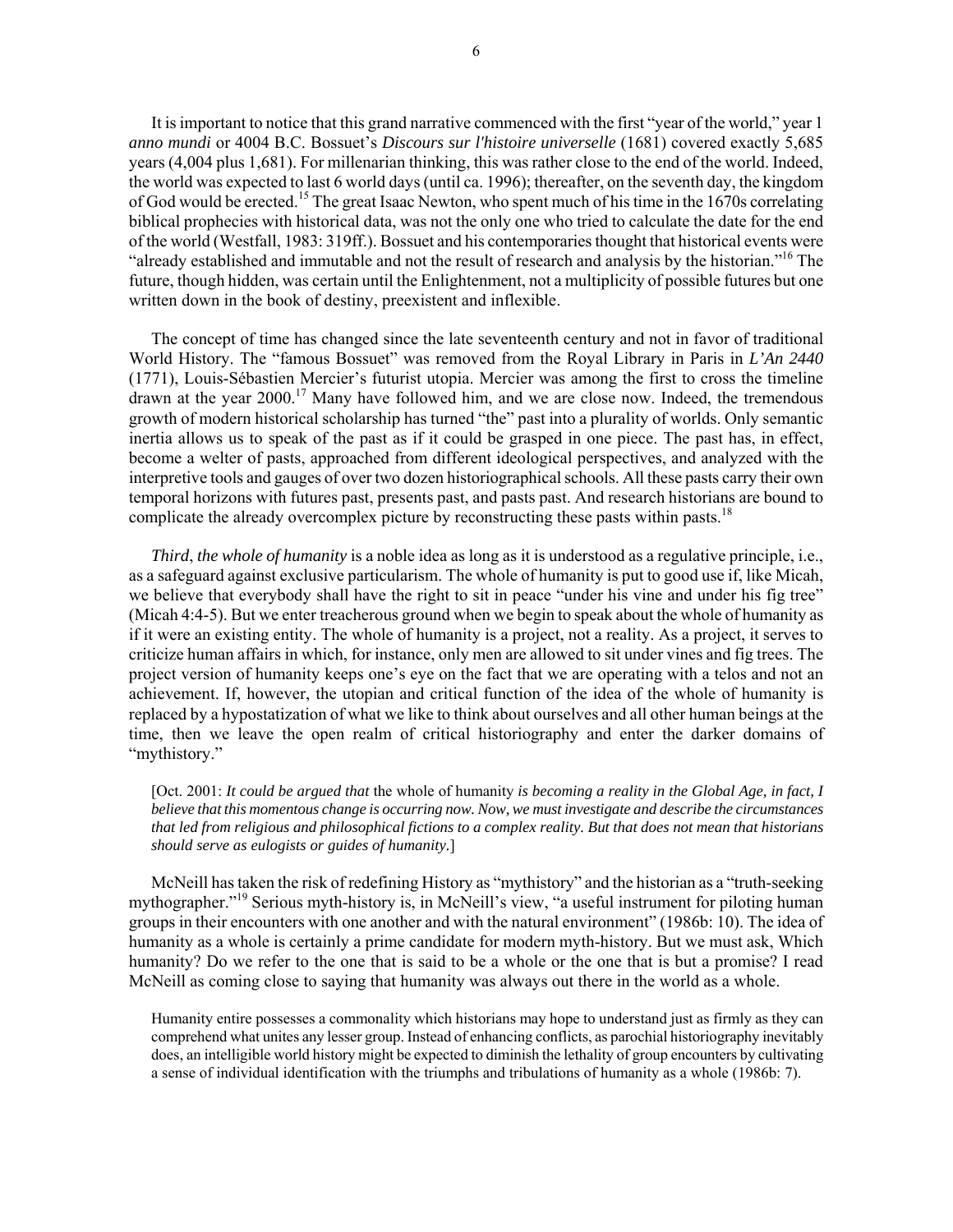It is important to notice that this grand narrative commenced with the first "year of the world," year 1 *anno mundi* or 4004 B.C. Bossuet's *Discours sur l'histoire universelle* (1681) covered exactly 5,685 years (4,004 plus 1,681). For millenarian thinking, this was rather close to the end of the world. Indeed, the world was expected to last 6 world days (until ca. 1996); thereafter, on the seventh day, the kingdom of God would be erected.[15] The great Isaac Newton, who spent much of his time in the 1670s correlating biblical prophecies with historical data, was not the only one who tried to calculate the date for the end of the world (Westfall, 1983: 319ff.). Bossuet and his contemporaries thought that historical events were "already established and immutable and not the result of research and analysis by the historian."[16] The future, though hidden, was certain until the Enlightenment, not a multiplicity of possible futures but one written down in the book of destiny, preexistent and inflexible.

The concept of time has changed since the late seventeenth century and not in favor of traditional World History. The "famous Bossuet" was removed from the Royal Library in Paris in *L'An 2440* (1771), Louis-Sébastien Mercier's futurist utopia. Mercier was among the first to cross the timeline drawn at the year 2000.[17] Many have followed him, and we are close now. Indeed, the tremendous growth of modern historical scholarship has turned "the" past into a plurality of worlds. Only semantic inertia allows us to speak of the past as if it could be grasped in one piece. The past has, in effect, become a welter of pasts, approached from different ideological perspectives, and analyzed with the interpretive tools and gauges of over two dozen historiographical schools. All these pasts carry their own temporal horizons with futures past, presents past, and pasts past. And research historians are bound to complicate the already overcomplex picture by reconstructing these pasts within pasts.[18]

*Third*, *the whole of humanity* is a noble idea as long as it is understood as a regulative principle, i.e., as a safeguard against exclusive particularism. The whole of humanity is put to good use if, like Micah, we believe that everybody shall have the right to sit in peace "under his vine and under his fig tree" (Micah 4:4-5). But we enter treacherous ground when we begin to speak about the whole of humanity as if it were an existing entity. The whole of humanity is a project, not a reality. As a project, it serves to criticize human affairs in which, for instance, only men are allowed to sit under vines and fig trees. The project version of humanity keeps one's eye on the fact that we are operating with a telos and not an achievement. If, however, the utopian and critical function of the idea of the whole of humanity is replaced by a hypostatization of what we like to think about ourselves and all other human beings at the time, then we leave the open realm of critical historiography and enter the darker domains of "mythistory."

> [Oct. 2001: *It could be argued that* the whole of humanity *is becoming a reality in the Global Age, in fact, I believe that this momentous change is occurring now. Now, we must investigate and describe the circumstances that led from religious and philosophical fictions to a complex reality. But that does not mean that historians should serve as eulogists or guides of humanity.*]

McNeill has taken the risk of redefining History as "mythistory" and the historian as a "truth-seeking mythographer."[19] Serious myth-history is, in McNeill's view, "a useful instrument for piloting human groups in their encounters with one another and with the natural environment" (1986b: 10). The idea of humanity as a whole is certainly a prime candidate for modern myth-history. But we must ask, Which humanity? Do we refer to the one that is said to be a whole or the one that is but a promise? I read McNeill as coming close to saying that humanity was always out there in the world as a whole.

> Humanity entire possesses a commonality which historians may hope to understand just as firmly as they can comprehend what unites any lesser group. Instead of enhancing conflicts, as parochial historiography inevitably does, an intelligible world history might be expected to diminish the lethality of group encounters by cultivating a sense of individual identification with the triumphs and tribulations of humanity as a whole (1986b: 7).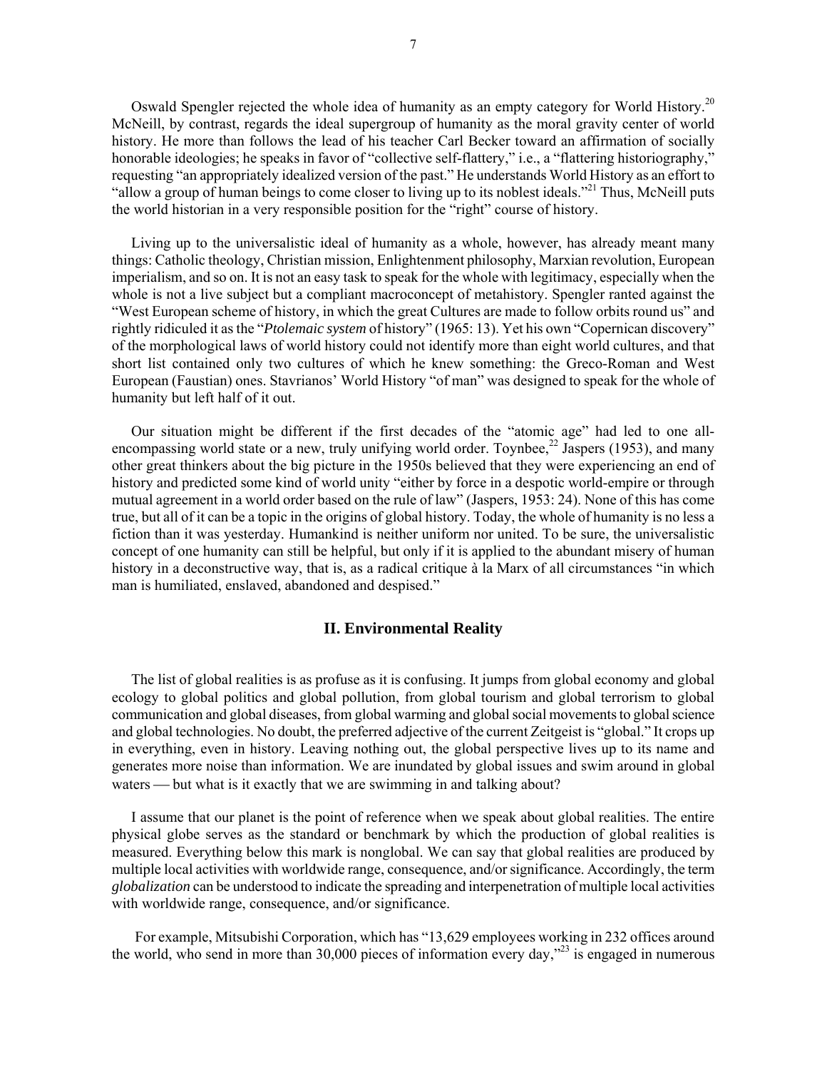Oswald Spengler rejected the whole idea of humanity as an empty category for World History.[20] McNeill, by contrast, regards the ideal supergroup of humanity as the moral gravity center of world history. He more than follows the lead of his teacher Carl Becker toward an affirmation of socially honorable ideologies; he speaks in favor of "collective self-flattery," i.e., a "flattering historiography," requesting "an appropriately idealized version of the past." He understands World History as an effort to "allow a group of human beings to come closer to living up to its noblest ideals."[21] Thus, McNeill puts the world historian in a very responsible position for the "right" course of history.

Living up to the universalistic ideal of humanity as a whole, however, has already meant many things: Catholic theology, Christian mission, Enlightenment philosophy, Marxian revolution, European imperialism, and so on. It is not an easy task to speak for the whole with legitimacy, especially when the whole is not a live subject but a compliant macroconcept of metahistory. Spengler ranted against the "West European scheme of history, in which the great Cultures are made to follow orbits round us" and rightly ridiculed it as the "*Ptolemaic system* of history" (1965: 13). Yet his own "Copernican discovery" of the morphological laws of world history could not identify more than eight world cultures, and that short list contained only two cultures of which he knew something: the Greco-Roman and West European (Faustian) ones. Stavrianos' World History "of man" was designed to speak for the whole of humanity but left half of it out.

Our situation might be different if the first decades of the "atomic age" had led to one all-encompassing world state or a new, truly unifying world order. Toynbee,[22] Jaspers (1953), and many other great thinkers about the big picture in the 1950s believed that they were experiencing an end of history and predicted some kind of world unity "either by force in a despotic world-empire or through mutual agreement in a world order based on the rule of law" (Jaspers, 1953: 24). None of this has come true, but all of it can be a topic in the origins of global history. Today, the whole of humanity is no less a fiction than it was yesterday. Humankind is neither uniform nor united. To be sure, the universalistic concept of one humanity can still be helpful, but only if it is applied to the abundant misery of human history in a deconstructive way, that is, as a radical critique à la Marx of all circumstances "in which man is humiliated, enslaved, abandoned and despised."

## II. Environmental Reality

The list of global realities is as profuse as it is confusing. It jumps from global economy and global ecology to global politics and global pollution, from global tourism and global terrorism to global communication and global diseases, from global warming and global social movements to global science and global technologies. No doubt, the preferred adjective of the current Zeitgeist is "global." It crops up in everything, even in history. Leaving nothing out, the global perspective lives up to its name and generates more noise than information. We are inundated by global issues and swim around in global waters — but what is it exactly that we are swimming in and talking about?

I assume that our planet is the point of reference when we speak about global realities. The entire physical globe serves as the standard or benchmark by which the production of global realities is measured. Everything below this mark is nonglobal. We can say that global realities are produced by multiple local activities with worldwide range, consequence, and/or significance. Accordingly, the term *globalization* can be understood to indicate the spreading and interpenetration of multiple local activities with worldwide range, consequence, and/or significance.

For example, Mitsubishi Corporation, which has "13,629 employees working in 232 offices around the world, who send in more than 30,000 pieces of information every day,"[23] is engaged in numerous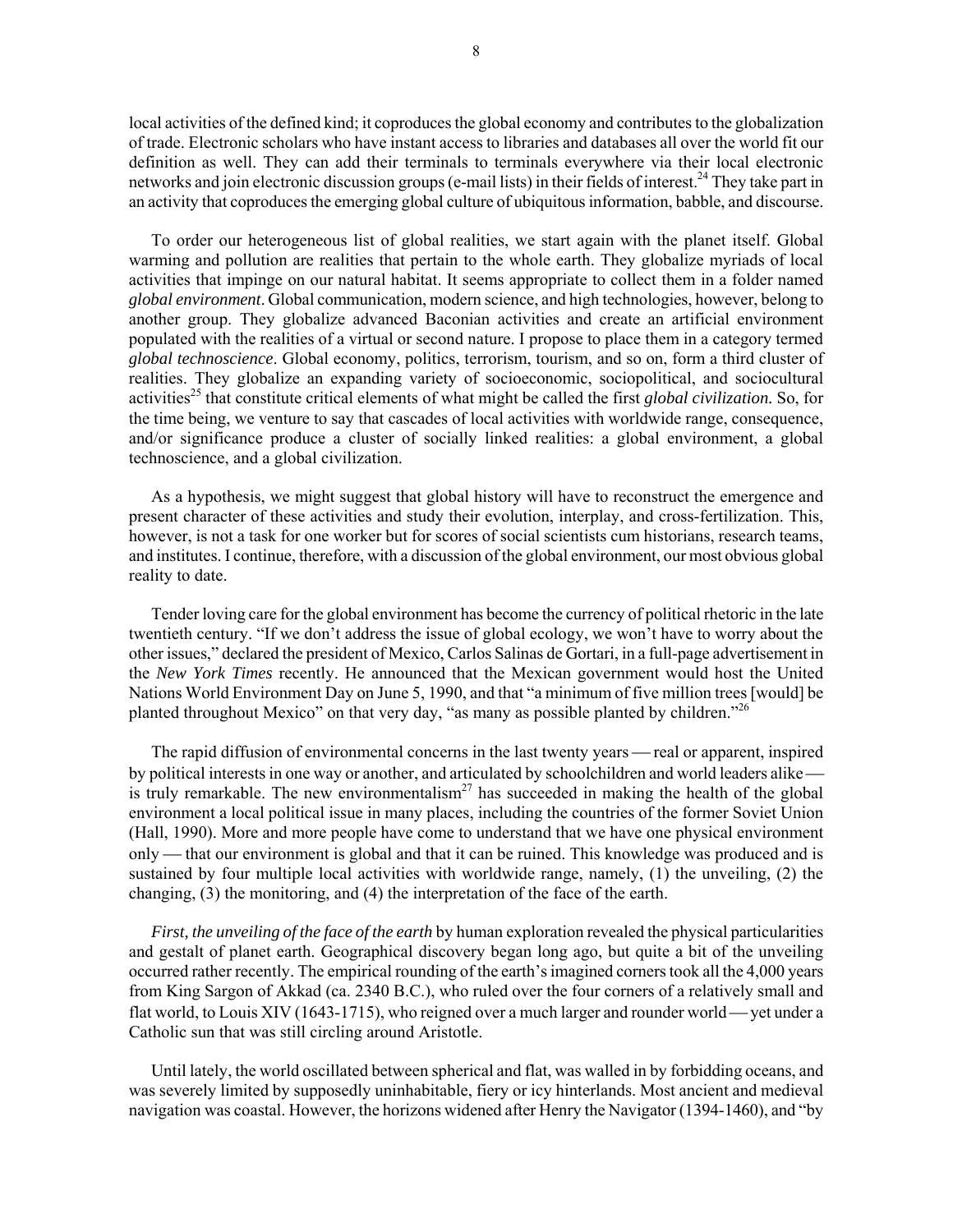local activities of the defined kind; it coproduces the global economy and contributes to the globalization of trade. Electronic scholars who have instant access to libraries and databases all over the world fit our definition as well. They can add their terminals to terminals everywhere via their local electronic networks and join electronic discussion groups (e-mail lists) in their fields of interest.[24] They take part in an activity that coproduces the emerging global culture of ubiquitous information, babble, and discourse.

To order our heterogeneous list of global realities, we start again with the planet itself. Global warming and pollution are realities that pertain to the whole earth. They globalize myriads of local activities that impinge on our natural habitat. It seems appropriate to collect them in a folder named *global environment*. Global communication, modern science, and high technologies, however, belong to another group. They globalize advanced Baconian activities and create an artificial environment populated with the realities of a virtual or second nature. I propose to place them in a category termed *global technoscience*. Global economy, politics, terrorism, tourism, and so on, form a third cluster of realities. They globalize an expanding variety of socioeconomic, sociopolitical, and sociocultural activities[25] that constitute critical elements of what might be called the first *global civilization.* So, for the time being, we venture to say that cascades of local activities with worldwide range, consequence, and/or significance produce a cluster of socially linked realities: a global environment, a global technoscience, and a global civilization.

As a hypothesis, we might suggest that global history will have to reconstruct the emergence and present character of these activities and study their evolution, interplay, and cross-fertilization. This, however, is not a task for one worker but for scores of social scientists cum historians, research teams, and institutes. I continue, therefore, with a discussion of the global environment, our most obvious global reality to date.

Tender loving care for the global environment has become the currency of political rhetoric in the late twentieth century. “If we don’t address the issue of global ecology, we won’t have to worry about the other issues,” declared the president of Mexico, Carlos Salinas de Gortari, in a full-page advertisement in the *New York Times* recently. He announced that the Mexican government would host the United Nations World Environment Day on June 5, 1990, and that “a minimum of five million trees [would] be planted throughout Mexico” on that very day, “as many as possible planted by children.”[26]

The rapid diffusion of environmental concerns in the last twenty years — real or apparent, inspired by political interests in one way or another, and articulated by schoolchildren and world leaders alike — is truly remarkable. The new environmentalism[27] has succeeded in making the health of the global environment a local political issue in many places, including the countries of the former Soviet Union (Hall, 1990). More and more people have come to understand that we have one physical environment only — that our environment is global and that it can be ruined. This knowledge was produced and is sustained by four multiple local activities with worldwide range, namely, (1) the unveiling, (2) the changing, (3) the monitoring, and (4) the interpretation of the face of the earth.

*First, the unveiling of the face of the earth* by human exploration revealed the physical particularities and gestalt of planet earth. Geographical discovery began long ago, but quite a bit of the unveiling occurred rather recently. The empirical rounding of the earth’s imagined corners took all the 4,000 years from King Sargon of Akkad (ca. 2340 B.C.), who ruled over the four corners of a relatively small and flat world, to Louis XIV (1643-1715), who reigned over a much larger and rounder world — yet under a Catholic sun that was still circling around Aristotle.

Until lately, the world oscillated between spherical and flat, was walled in by forbidding oceans, and was severely limited by supposedly uninhabitable, fiery or icy hinterlands. Most ancient and medieval navigation was coastal. However, the horizons widened after Henry the Navigator (1394-1460), and “by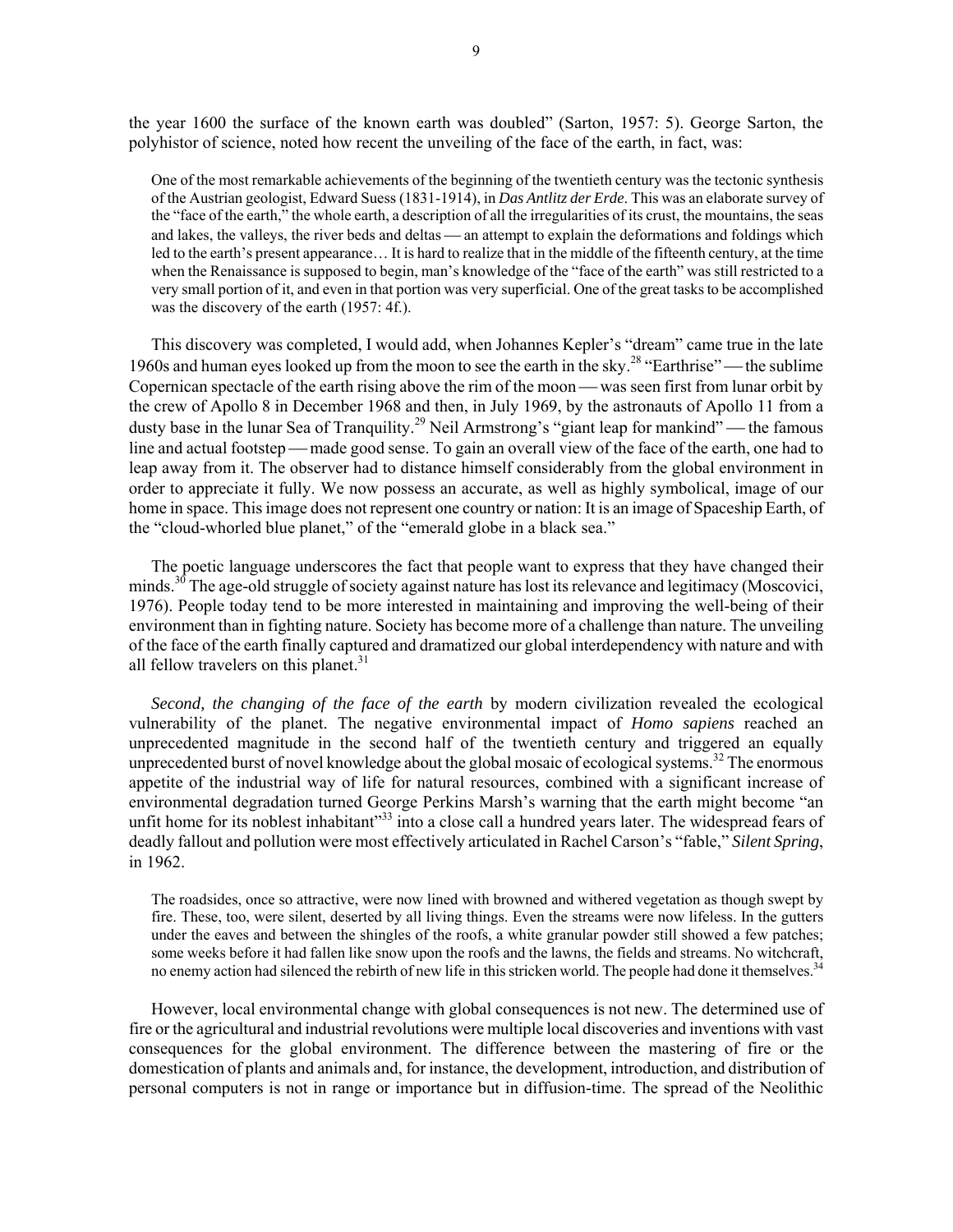the year 1600 the surface of the known earth was doubled" (Sarton, 1957: 5). George Sarton, the polyhistor of science, noted how recent the unveiling of the face of the earth, in fact, was:

> One of the most remarkable achievements of the beginning of the twentieth century was the tectonic synthesis of the Austrian geologist, Edward Suess (1831-1914), in *Das Antlitz der Erde*. This was an elaborate survey of the "face of the earth," the whole earth, a description of all the irregularities of its crust, the mountains, the seas and lakes, the valleys, the river beds and deltas — an attempt to explain the deformations and foldings which led to the earth's present appearance… It is hard to realize that in the middle of the fifteenth century, at the time when the Renaissance is supposed to begin, man's knowledge of the "face of the earth" was still restricted to a very small portion of it, and even in that portion was very superficial. One of the great tasks to be accomplished was the discovery of the earth (1957: 4f.).

This discovery was completed, I would add, when Johannes Kepler's "dream" came true in the late 1960s and human eyes looked up from the moon to see the earth in the sky.[28] "Earthrise" — the sublime Copernican spectacle of the earth rising above the rim of the moon — was seen first from lunar orbit by the crew of Apollo 8 in December 1968 and then, in July 1969, by the astronauts of Apollo 11 from a dusty base in the lunar Sea of Tranquility.[29] Neil Armstrong's "giant leap for mankind" — the famous line and actual footstep — made good sense. To gain an overall view of the face of the earth, one had to leap away from it. The observer had to distance himself considerably from the global environment in order to appreciate it fully. We now possess an accurate, as well as highly symbolical, image of our home in space. This image does not represent one country or nation: It is an image of Spaceship Earth, of the "cloud-whorled blue planet," of the "emerald globe in a black sea."

The poetic language underscores the fact that people want to express that they have changed their minds.[30] The age-old struggle of society against nature has lost its relevance and legitimacy (Moscovici, 1976). People today tend to be more interested in maintaining and improving the well-being of their environment than in fighting nature. Society has become more of a challenge than nature. The unveiling of the face of the earth finally captured and dramatized our global interdependency with nature and with all fellow travelers on this planet.[31]

*Second, the changing of the face of the earth* by modern civilization revealed the ecological vulnerability of the planet. The negative environmental impact of *Homo sapiens* reached an unprecedented magnitude in the second half of the twentieth century and triggered an equally unprecedented burst of novel knowledge about the global mosaic of ecological systems.[32] The enormous appetite of the industrial way of life for natural resources, combined with a significant increase of environmental degradation turned George Perkins Marsh's warning that the earth might become "an unfit home for its noblest inhabitant"[33] into a close call a hundred years later. The widespread fears of deadly fallout and pollution were most effectively articulated in Rachel Carson's "fable," *Silent Spring*, in 1962.

> The roadsides, once so attractive, were now lined with browned and withered vegetation as though swept by fire. These, too, were silent, deserted by all living things. Even the streams were now lifeless. In the gutters under the eaves and between the shingles of the roofs, a white granular powder still showed a few patches; some weeks before it had fallen like snow upon the roofs and the lawns, the fields and streams. No witchcraft, no enemy action had silenced the rebirth of new life in this stricken world. The people had done it themselves.[34]

However, local environmental change with global consequences is not new. The determined use of fire or the agricultural and industrial revolutions were multiple local discoveries and inventions with vast consequences for the global environment. The difference between the mastering of fire or the domestication of plants and animals and, for instance, the development, introduction, and distribution of personal computers is not in range or importance but in diffusion-time. The spread of the Neolithic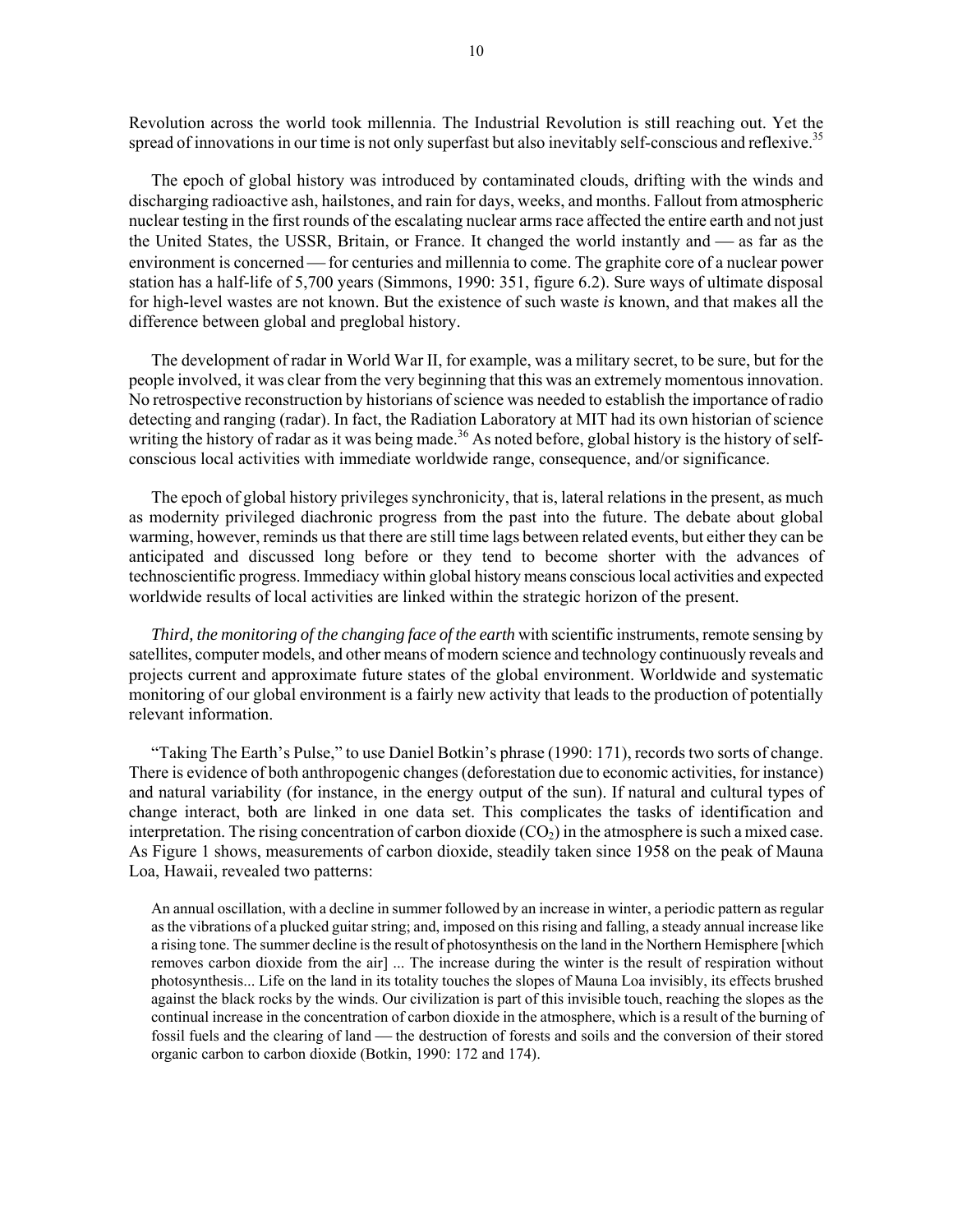Revolution across the world took millennia. The Industrial Revolution is still reaching out. Yet the spread of innovations in our time is not only superfast but also inevitably self-conscious and reflexive.[35]

The epoch of global history was introduced by contaminated clouds, drifting with the winds and discharging radioactive ash, hailstones, and rain for days, weeks, and months. Fallout from atmospheric nuclear testing in the first rounds of the escalating nuclear arms race affected the entire earth and not just the United States, the USSR, Britain, or France. It changed the world instantly and — as far as the environment is concerned — for centuries and millennia to come. The graphite core of a nuclear power station has a half-life of 5,700 years (Simmons, 1990: 351, figure 6.2). Sure ways of ultimate disposal for high-level wastes are not known. But the existence of such waste *is* known, and that makes all the difference between global and preglobal history.

The development of radar in World War II, for example, was a military secret, to be sure, but for the people involved, it was clear from the very beginning that this was an extremely momentous innovation. No retrospective reconstruction by historians of science was needed to establish the importance of radio detecting and ranging (radar). In fact, the Radiation Laboratory at MIT had its own historian of science writing the history of radar as it was being made.[36] As noted before, global history is the history of self-conscious local activities with immediate worldwide range, consequence, and/or significance.

The epoch of global history privileges synchronicity, that is, lateral relations in the present, as much as modernity privileged diachronic progress from the past into the future. The debate about global warming, however, reminds us that there are still time lags between related events, but either they can be anticipated and discussed long before or they tend to become shorter with the advances of technoscientific progress. Immediacy within global history means conscious local activities and expected worldwide results of local activities are linked within the strategic horizon of the present.

*Third, the monitoring of the changing face of the earth* with scientific instruments, remote sensing by satellites, computer models, and other means of modern science and technology continuously reveals and projects current and approximate future states of the global environment. Worldwide and systematic monitoring of our global environment is a fairly new activity that leads to the production of potentially relevant information.

"Taking The Earth's Pulse," to use Daniel Botkin's phrase (1990: 171), records two sorts of change. There is evidence of both anthropogenic changes (deforestation due to economic activities, for instance) and natural variability (for instance, in the energy output of the sun). If natural and cultural types of change interact, both are linked in one data set. This complicates the tasks of identification and interpretation. The rising concentration of carbon dioxide ($CO_2$) in the atmosphere is such a mixed case. As Figure 1 shows, measurements of carbon dioxide, steadily taken since 1958 on the peak of Mauna Loa, Hawaii, revealed two patterns:

> An annual oscillation, with a decline in summer followed by an increase in winter, a periodic pattern as regular as the vibrations of a plucked guitar string; and, imposed on this rising and falling, a steady annual increase like a rising tone. The summer decline is the result of photosynthesis on the land in the Northern Hemisphere [which removes carbon dioxide from the air] ... The increase during the winter is the result of respiration without photosynthesis... Life on the land in its totality touches the slopes of Mauna Loa invisibly, its effects brushed against the black rocks by the winds. Our civilization is part of this invisible touch, reaching the slopes as the continual increase in the concentration of carbon dioxide in the atmosphere, which is a result of the burning of fossil fuels and the clearing of land — the destruction of forests and soils and the conversion of their stored organic carbon to carbon dioxide (Botkin, 1990: 172 and 174).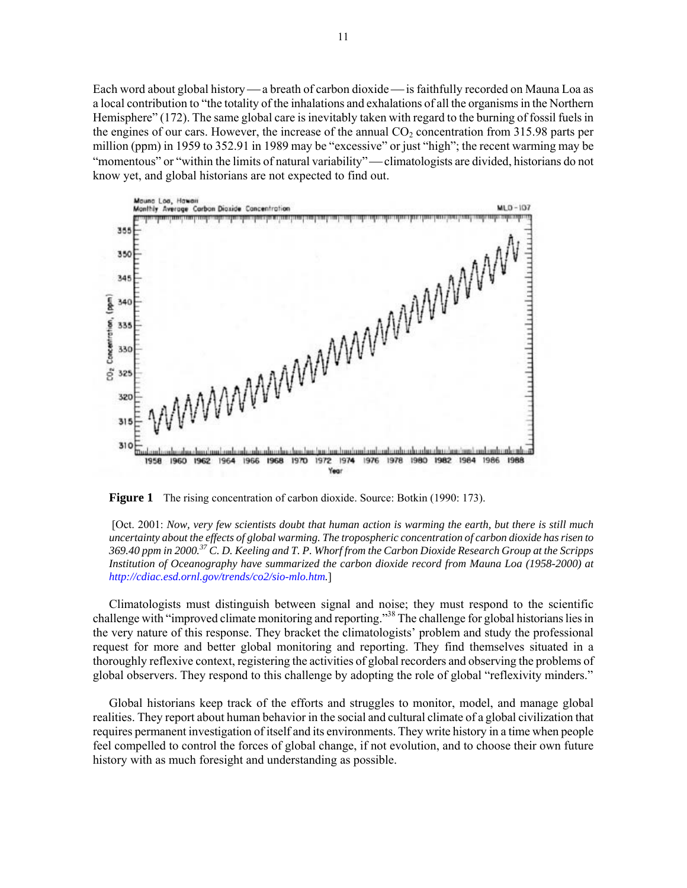Each word about global history — a breath of carbon dioxide — is faithfully recorded on Mauna Loa as a local contribution to "the totality of the inhalations and exhalations of all the organisms in the Northern Hemisphere" (172). The same global care is inevitably taken with regard to the burning of fossil fuels in the engines of our cars. However, the increase of the annual $CO_2$ concentration from 315.98 parts per million (ppm) in 1959 to 352.91 in 1989 may be "excessive" or just "high"; the recent warming may be "momentous" or "within the limits of natural variability" — climatologists are divided, historians do not know yet, and global historians are not expected to find out.

**Figure 1** The rising concentration of carbon dioxide. Source: Botkin (1990: 173).

[Oct. 2001: *Now, very few scientists doubt that human action is warming the earth, but there is still much uncertainty about the effects of global warming. The tropospheric concentration of carbon dioxide has risen to 369.40 ppm in 2000.*[37] *C. D. Keeling and T. P. Whorf from the Carbon Dioxide Research Group at the Scripps Institution of Oceanography have summarized the carbon dioxide record from Mauna Loa (1958-2000) at http://cdiac.esd.ornl.gov/trends/co2/sio-mlo.htm.*]

Climatologists must distinguish between signal and noise; they must respond to the scientific challenge with "improved climate monitoring and reporting."[38] The challenge for global historians lies in the very nature of this response. They bracket the climatologists' problem and study the professional request for more and better global monitoring and reporting. They find themselves situated in a thoroughly reflexive context, registering the activities of global recorders and observing the problems of global observers. They respond to this challenge by adopting the role of global "reflexivity minders."

Global historians keep track of the efforts and struggles to monitor, model, and manage global realities. They report about human behavior in the social and cultural climate of a global civilization that requires permanent investigation of itself and its environments. They write history in a time when people feel compelled to control the forces of global change, if not evolution, and to choose their own future history with as much foresight and understanding as possible.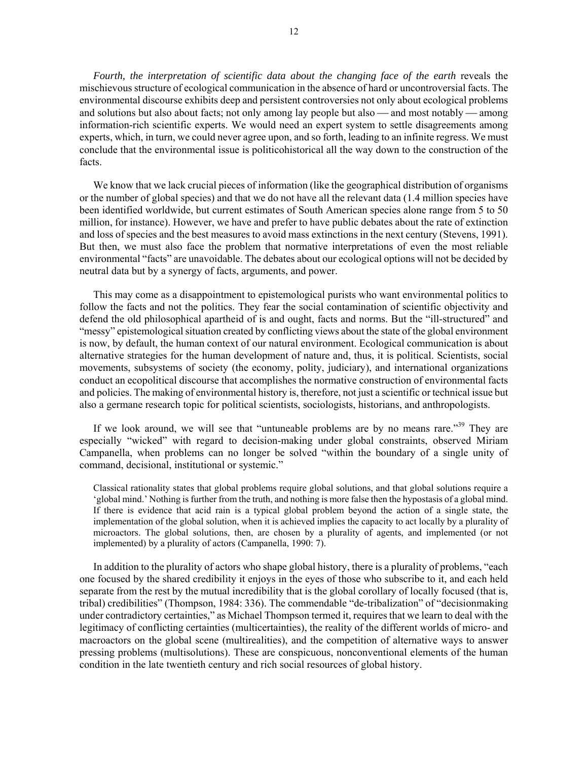*Fourth, the interpretation of scientific data about the changing face of the earth* reveals the mischievous structure of ecological communication in the absence of hard or uncontroversial facts. The environmental discourse exhibits deep and persistent controversies not only about ecological problems and solutions but also about facts; not only among lay people but also — and most notably — among information-rich scientific experts. We would need an expert system to settle disagreements among experts, which, in turn, we could never agree upon, and so forth, leading to an infinite regress. We must conclude that the environmental issue is politicohistorical all the way down to the construction of the facts.

We know that we lack crucial pieces of information (like the geographical distribution of organisms or the number of global species) and that we do not have all the relevant data (1.4 million species have been identified worldwide, but current estimates of South American species alone range from 5 to 50 million, for instance). However, we have and prefer to have public debates about the rate of extinction and loss of species and the best measures to avoid mass extinctions in the next century (Stevens, 1991). But then, we must also face the problem that normative interpretations of even the most reliable environmental "facts" are unavoidable. The debates about our ecological options will not be decided by neutral data but by a synergy of facts, arguments, and power.

This may come as a disappointment to epistemological purists who want environmental politics to follow the facts and not the politics. They fear the social contamination of scientific objectivity and defend the old philosophical apartheid of is and ought, facts and norms. But the "ill-structured" and "messy" epistemological situation created by conflicting views about the state of the global environment is now, by default, the human context of our natural environment. Ecological communication is about alternative strategies for the human development of nature and, thus, it is political. Scientists, social movements, subsystems of society (the economy, polity, judiciary), and international organizations conduct an ecopolitical discourse that accomplishes the normative construction of environmental facts and policies. The making of environmental history is, therefore, not just a scientific or technical issue but also a germane research topic for political scientists, sociologists, historians, and anthropologists.

If we look around, we will see that "untuneable problems are by no means rare."[39] They are especially "wicked" with regard to decision-making under global constraints, observed Miriam Campanella, when problems can no longer be solved "within the boundary of a single unity of command, decisional, institutional or systemic."

> Classical rationality states that global problems require global solutions, and that global solutions require a 'global mind.' Nothing is further from the truth, and nothing is more false then the hypostasis of a global mind. If there is evidence that acid rain is a typical global problem beyond the action of a single state, the implementation of the global solution, when it is achieved implies the capacity to act locally by a plurality of microactors. The global solutions, then, are chosen by a plurality of agents, and implemented (or not implemented) by a plurality of actors (Campanella, 1990: 7).

In addition to the plurality of actors who shape global history, there is a plurality of problems, "each one focused by the shared credibility it enjoys in the eyes of those who subscribe to it, and each held separate from the rest by the mutual incredibility that is the global corollary of locally focused (that is, tribal) credibilities" (Thompson, 1984: 336). The commendable "de-tribalization" of "decisionmaking under contradictory certainties," as Michael Thompson termed it, requires that we learn to deal with the legitimacy of conflicting certainties (multicertainties), the reality of the different worlds of micro- and macroactors on the global scene (multirealities), and the competition of alternative ways to answer pressing problems (multisolutions). These are conspicuous, nonconventional elements of the human condition in the late twentieth century and rich social resources of global history.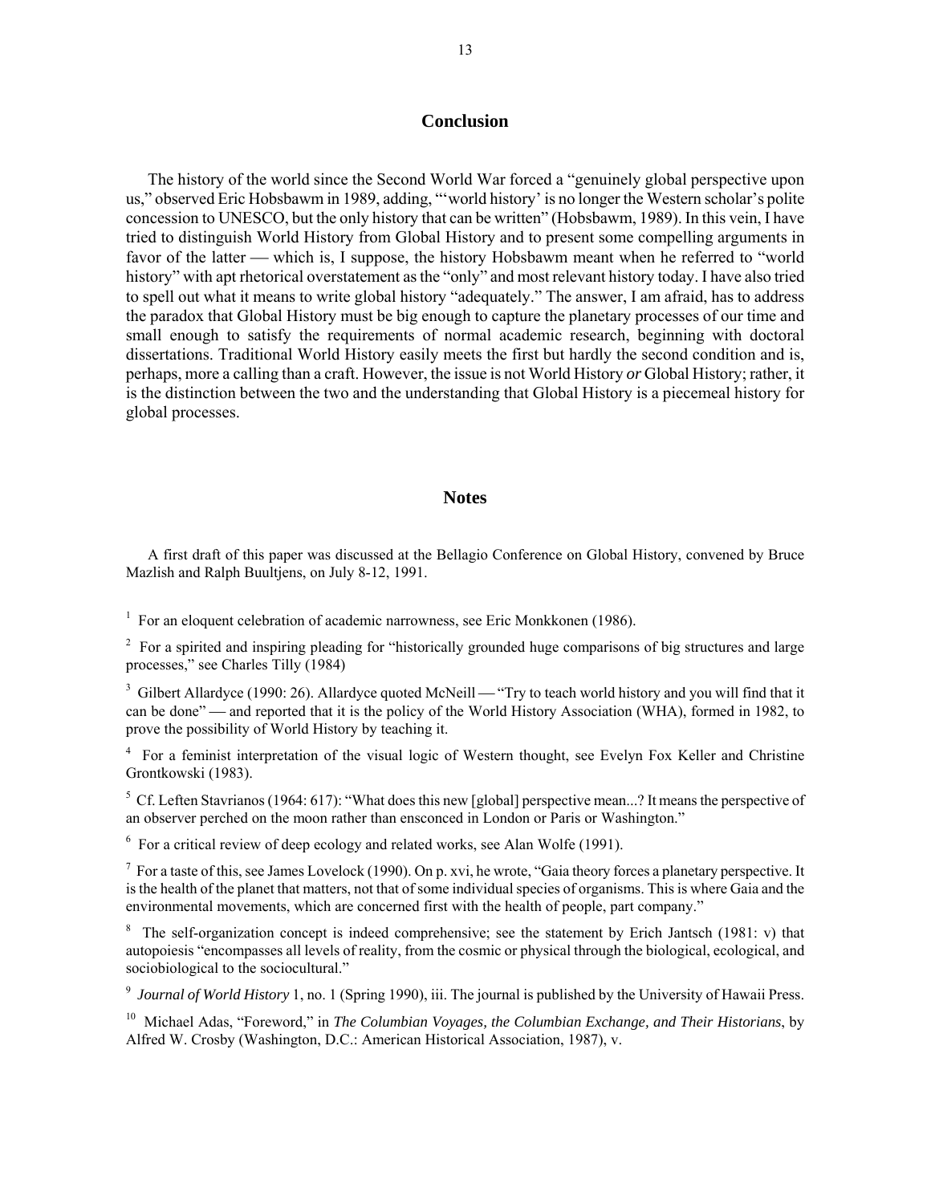## Conclusion

The history of the world since the Second World War forced a "genuinely global perspective upon us," observed Eric Hobsbawm in 1989, adding, "'world history' is no longer the Western scholar's polite concession to UNESCO, but the only history that can be written" (Hobsbawm, 1989). In this vein, I have tried to distinguish World History from Global History and to present some compelling arguments in favor of the latter — which is, I suppose, the history Hobsbawm meant when he referred to "world history" with apt rhetorical overstatement as the "only" and most relevant history today. I have also tried to spell out what it means to write global history "adequately." The answer, I am afraid, has to address the paradox that Global History must be big enough to capture the planetary processes of our time and small enough to satisfy the requirements of normal academic research, beginning with doctoral dissertations. Traditional World History easily meets the first but hardly the second condition and is, perhaps, more a calling than a craft. However, the issue is not World History *or* Global History; rather, it is the distinction between the two and the understanding that Global History is a piecemeal history for global processes.

## Notes

A first draft of this paper was discussed at the Bellagio Conference on Global History, convened by Bruce Mazlish and Ralph Buultjens, on July 8-12, 1991.

[1] For an eloquent celebration of academic narrowness, see Eric Monkkonen (1986).

[2] For a spirited and inspiring pleading for "historically grounded huge comparisons of big structures and large processes," see Charles Tilly (1984)

[3] Gilbert Allardyce (1990: 26). Allardyce quoted McNeill — "Try to teach world history and you will find that it can be done" — and reported that it is the policy of the World History Association (WHA), formed in 1982, to prove the possibility of World History by teaching it.

[4] For a feminist interpretation of the visual logic of Western thought, see Evelyn Fox Keller and Christine Grontkowski (1983).

[5] Cf. Leften Stavrianos (1964: 617): "What does this new [global] perspective mean...? It means the perspective of an observer perched on the moon rather than ensconced in London or Paris or Washington."

[6] For a critical review of deep ecology and related works, see Alan Wolfe (1991).

[7] For a taste of this, see James Lovelock (1990). On p. xvi, he wrote, "Gaia theory forces a planetary perspective. It is the health of the planet that matters, not that of some individual species of organisms. This is where Gaia and the environmental movements, which are concerned first with the health of people, part company."

[8] The self-organization concept is indeed comprehensive; see the statement by Erich Jantsch (1981: v) that autopoiesis "encompasses all levels of reality, from the cosmic or physical through the biological, ecological, and sociobiological to the sociocultural."

[9] *Journal of World History* 1, no. 1 (Spring 1990), iii. The journal is published by the University of Hawaii Press.

[10] Michael Adas, "Foreword," in *The Columbian Voyages, the Columbian Exchange, and Their Historians*, by Alfred W. Crosby (Washington, D.C.: American Historical Association, 1987), v.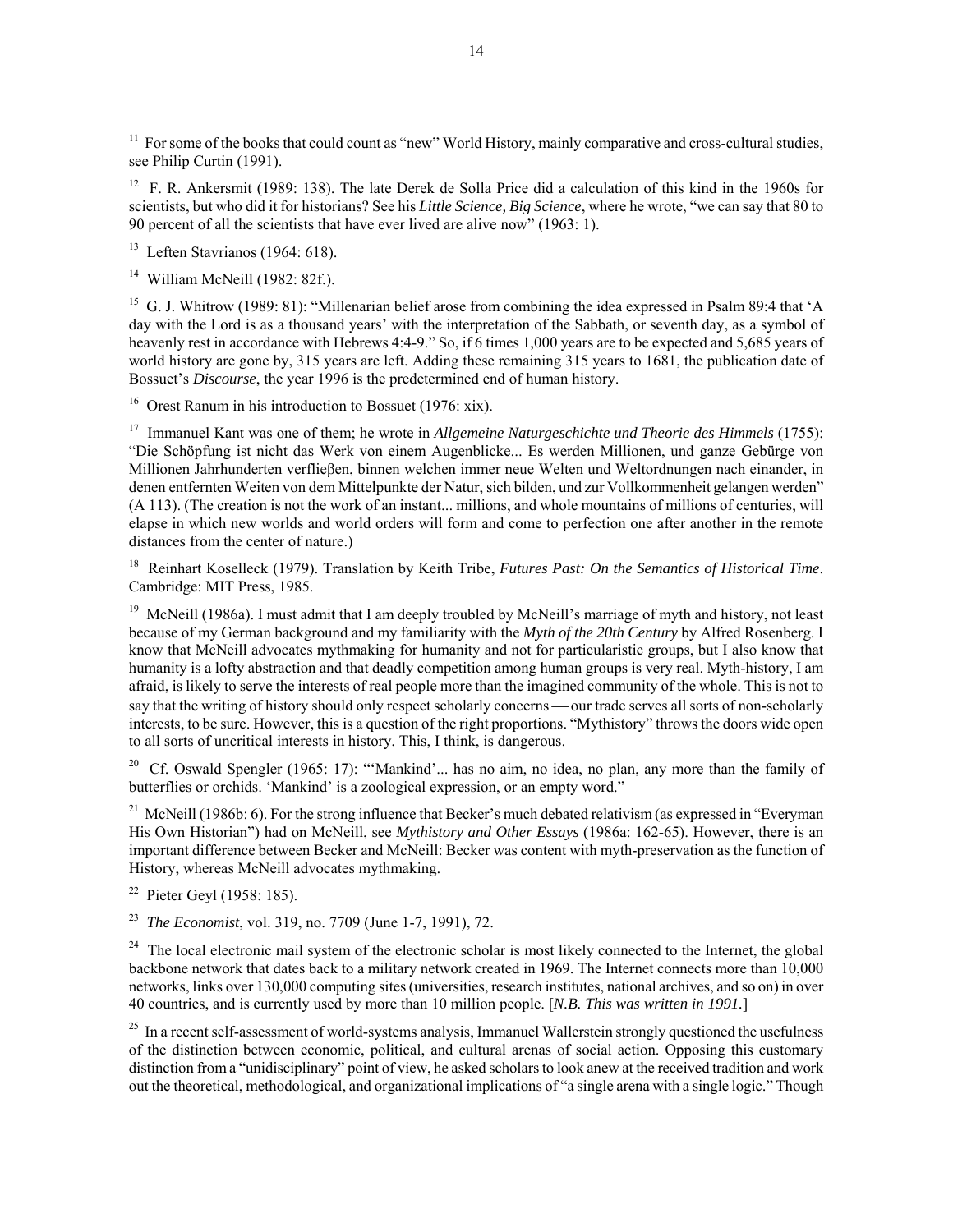[11] For some of the books that could count as "new" World History, mainly comparative and cross-cultural studies, see Philip Curtin (1991).

[12] F. R. Ankersmit (1989: 138). The late Derek de Solla Price did a calculation of this kind in the 1960s for scientists, but who did it for historians? See his *Little Science, Big Science*, where he wrote, "we can say that 80 to 90 percent of all the scientists that have ever lived are alive now" (1963: 1).

[13] Leften Stavrianos (1964: 618).

[14] William McNeill (1982: 82f.).

[15] G. J. Whitrow (1989: 81): "Millenarian belief arose from combining the idea expressed in Psalm 89:4 that 'A day with the Lord is as a thousand years' with the interpretation of the Sabbath, or seventh day, as a symbol of heavenly rest in accordance with Hebrews 4:4-9." So, if 6 times 1,000 years are to be expected and 5,685 years of world history are gone by, 315 years are left. Adding these remaining 315 years to 1681, the publication date of Bossuet's *Discourse*, the year 1996 is the predetermined end of human history.

[16] Orest Ranum in his introduction to Bossuet (1976: xix).

[17] Immanuel Kant was one of them; he wrote in *Allgemeine Naturgeschichte und Theorie des Himmels* (1755): "Die Schöpfung ist nicht das Werk von einem Augenblicke... Es werden Millionen, und ganze Gebürge von Millionen Jahrhunderten verflieβen, binnen welchen immer neue Welten und Weltordnungen nach einander, in denen entfernten Weiten von dem Mittelpunkte der Natur, sich bilden, und zur Vollkommenheit gelangen werden" (A 113). (The creation is not the work of an instant... millions, and whole mountains of millions of centuries, will elapse in which new worlds and world orders will form and come to perfection one after another in the remote distances from the center of nature.)

[18] Reinhart Koselleck (1979). Translation by Keith Tribe, *Futures Past: On the Semantics of Historical Time*. Cambridge: MIT Press, 1985.

[19] McNeill (1986a). I must admit that I am deeply troubled by McNeill's marriage of myth and history, not least because of my German background and my familiarity with the *Myth of the 20th Century* by Alfred Rosenberg. I know that McNeill advocates mythmaking for humanity and not for particularistic groups, but I also know that humanity is a lofty abstraction and that deadly competition among human groups is very real. Myth-history, I am afraid, is likely to serve the interests of real people more than the imagined community of the whole. This is not to say that the writing of history should only respect scholarly concerns — our trade serves all sorts of non-scholarly interests, to be sure. However, this is a question of the right proportions. "Mythistory" throws the doors wide open to all sorts of uncritical interests in history. This, I think, is dangerous.

[20] Cf. Oswald Spengler (1965: 17): "'Mankind'... has no aim, no idea, no plan, any more than the family of butterflies or orchids. 'Mankind' is a zoological expression, or an empty word."

[21] McNeill (1986b: 6). For the strong influence that Becker's much debated relativism (as expressed in "Everyman His Own Historian") had on McNeill, see *Mythistory and Other Essays* (1986a: 162-65). However, there is an important difference between Becker and McNeill: Becker was content with myth-preservation as the function of History, whereas McNeill advocates mythmaking.

[22] Pieter Geyl (1958: 185).

[23] *The Economist*, vol. 319, no. 7709 (June 1-7, 1991), 72.

[24] The local electronic mail system of the electronic scholar is most likely connected to the Internet, the global backbone network that dates back to a military network created in 1969. The Internet connects more than 10,000 networks, links over 130,000 computing sites (universities, research institutes, national archives, and so on) in over 40 countries, and is currently used by more than 10 million people. [*N.B. This was written in 1991.*]

[25] In a recent self-assessment of world-systems analysis, Immanuel Wallerstein strongly questioned the usefulness of the distinction between economic, political, and cultural arenas of social action. Opposing this customary distinction from a "unidisciplinary" point of view, he asked scholars to look anew at the received tradition and work out the theoretical, methodological, and organizational implications of "a single arena with a single logic." Though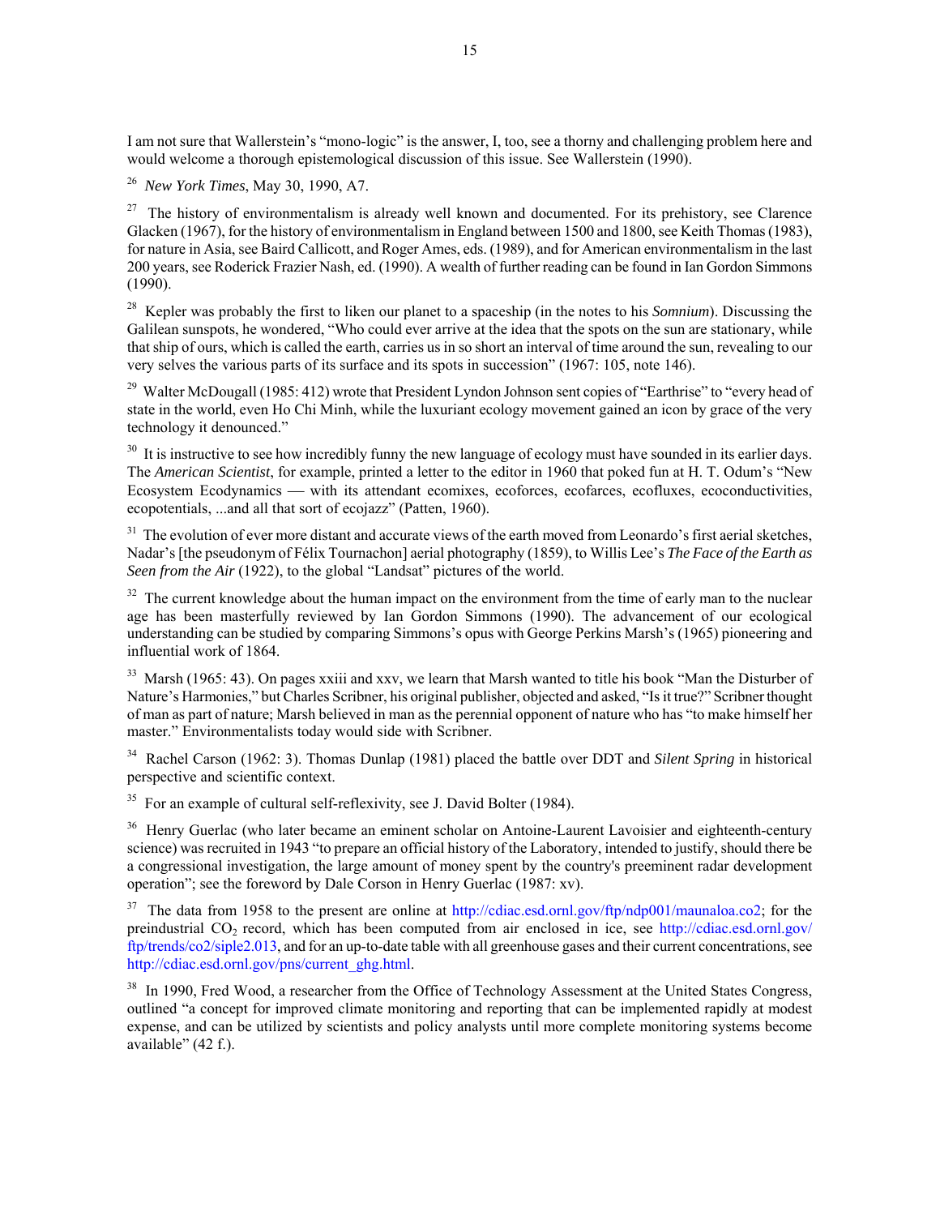I am not sure that Wallerstein's "mono-logic" is the answer, I, too, see a thorny and challenging problem here and would welcome a thorough epistemological discussion of this issue. See Wallerstein (1990).

[26] *New York Times*, May 30, 1990, A7.

[27] The history of environmentalism is already well known and documented. For its prehistory, see Clarence Glacken (1967), for the history of environmentalism in England between 1500 and 1800, see Keith Thomas (1983), for nature in Asia, see Baird Callicott, and Roger Ames, eds. (1989), and for American environmentalism in the last 200 years, see Roderick Frazier Nash, ed. (1990). A wealth of further reading can be found in Ian Gordon Simmons (1990).

[28] Kepler was probably the first to liken our planet to a spaceship (in the notes to his *Somnium*). Discussing the Galilean sunspots, he wondered, "Who could ever arrive at the idea that the spots on the sun are stationary, while that ship of ours, which is called the earth, carries us in so short an interval of time around the sun, revealing to our very selves the various parts of its surface and its spots in succession" (1967: 105, note 146).

[29] Walter McDougall (1985: 412) wrote that President Lyndon Johnson sent copies of "Earthrise" to "every head of state in the world, even Ho Chi Minh, while the luxuriant ecology movement gained an icon by grace of the very technology it denounced."

[30] It is instructive to see how incredibly funny the new language of ecology must have sounded in its earlier days. The *American Scientist*, for example, printed a letter to the editor in 1960 that poked fun at H. T. Odum's "New Ecosystem Ecodynamics — with its attendant ecomixes, ecoforces, ecofarces, ecofluxes, ecoconductivities, ecopotentials, ...and all that sort of ecojazz" (Patten, 1960).

[31] The evolution of ever more distant and accurate views of the earth moved from Leonardo's first aerial sketches, Nadar's [the pseudonym of Félix Tournachon] aerial photography (1859), to Willis Lee's *The Face of the Earth as Seen from the Air* (1922), to the global "Landsat" pictures of the world.

[32] The current knowledge about the human impact on the environment from the time of early man to the nuclear age has been masterfully reviewed by Ian Gordon Simmons (1990). The advancement of our ecological understanding can be studied by comparing Simmons's opus with George Perkins Marsh's (1965) pioneering and influential work of 1864.

[33] Marsh (1965: 43). On pages xxiii and xxv, we learn that Marsh wanted to title his book "Man the Disturber of Nature's Harmonies," but Charles Scribner, his original publisher, objected and asked, "Is it true?" Scribner thought of man as part of nature; Marsh believed in man as the perennial opponent of nature who has "to make himself her master." Environmentalists today would side with Scribner.

[34] Rachel Carson (1962: 3). Thomas Dunlap (1981) placed the battle over DDT and *Silent Spring* in historical perspective and scientific context.

[35] For an example of cultural self-reflexivity, see J. David Bolter (1984).

[36] Henry Guerlac (who later became an eminent scholar on Antoine-Laurent Lavoisier and eighteenth-century science) was recruited in 1943 "to prepare an official history of the Laboratory, intended to justify, should there be a congressional investigation, the large amount of money spent by the country's preeminent radar development operation"; see the foreword by Dale Corson in Henry Guerlac (1987: xv).

[37] The data from 1958 to the present are online at http://cdiac.esd.ornl.gov/ftp/ndp001/maunaloa.co2; for the preindustrial $CO_2$ record, which has been computed from air enclosed in ice, see http://cdiac.esd.ornl.gov/ftp/trends/co2/siple2.013, and for an up-to-date table with all greenhouse gases and their current concentrations, see http://cdiac.esd.ornl.gov/pns/current_ghg.html.

[38] In 1990, Fred Wood, a researcher from the Office of Technology Assessment at the United States Congress, outlined "a concept for improved climate monitoring and reporting that can be implemented rapidly at modest expense, and can be utilized by scientists and policy analysts until more complete monitoring systems become available" (42 f.).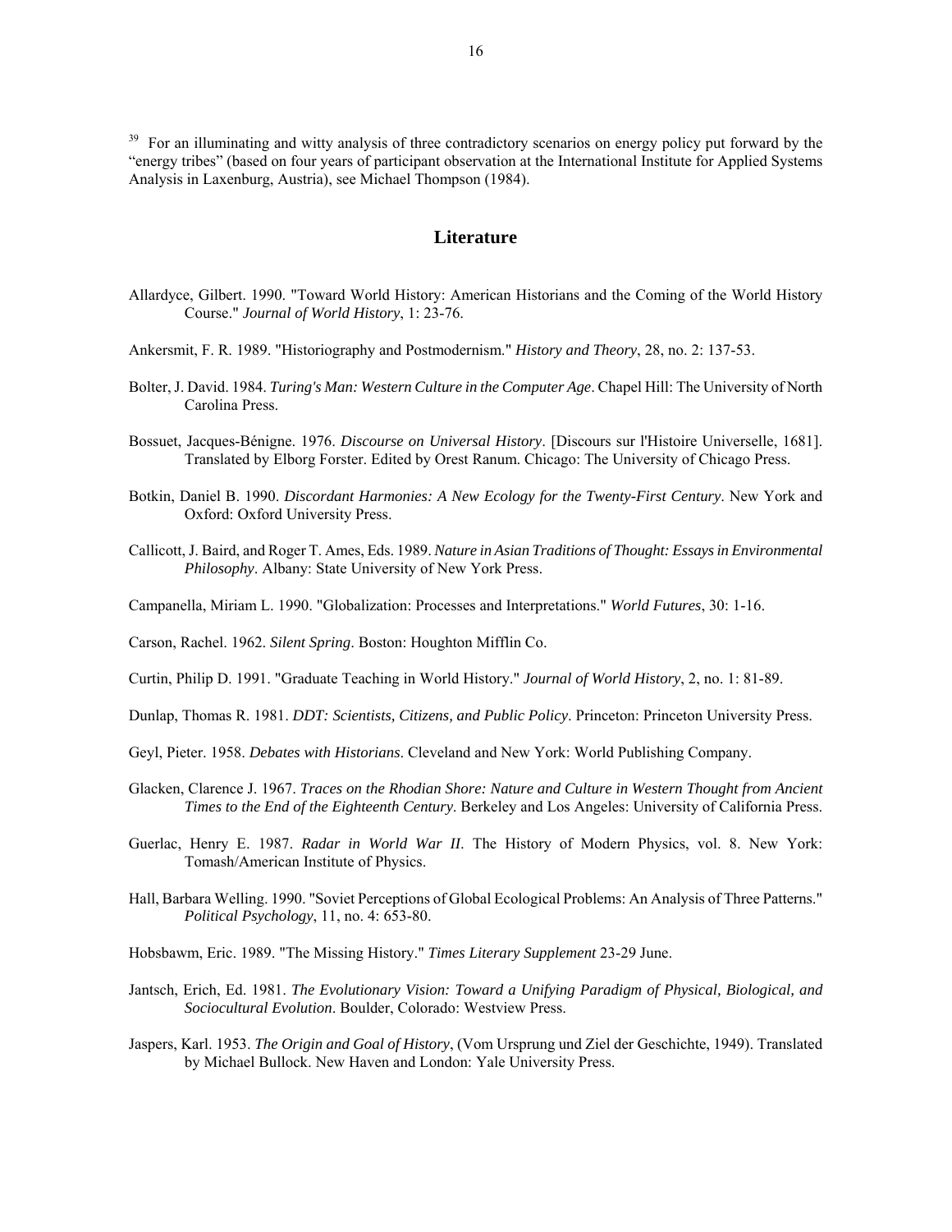[39] For an illuminating and witty analysis of three contradictory scenarios on energy policy put forward by the "energy tribes" (based on four years of participant observation at the International Institute for Applied Systems Analysis in Laxenburg, Austria), see Michael Thompson (1984).

## Literature

Allardyce, Gilbert. 1990. "Toward World History: American Historians and the Coming of the World History Course." *Journal of World History*, 1: 23-76.

Ankersmit, F. R. 1989. "Historiography and Postmodernism." *History and Theory*, 28, no. 2: 137-53.

Bolter, J. David. 1984. *Turing's Man: Western Culture in the Computer Age*. Chapel Hill: The University of North Carolina Press.

Bossuet, Jacques-Bénigne. 1976. *Discourse on Universal History*. [Discours sur l'Histoire Universelle, 1681]. Translated by Elborg Forster. Edited by Orest Ranum. Chicago: The University of Chicago Press.

Botkin, Daniel B. 1990. *Discordant Harmonies: A New Ecology for the Twenty-First Century*. New York and Oxford: Oxford University Press.

Callicott, J. Baird, and Roger T. Ames, Eds. 1989. *Nature in Asian Traditions of Thought: Essays in Environmental Philosophy*. Albany: State University of New York Press.

Campanella, Miriam L. 1990. "Globalization: Processes and Interpretations." *World Futures*, 30: 1-16.

Carson, Rachel. 1962. *Silent Spring*. Boston: Houghton Mifflin Co.

Curtin, Philip D. 1991. "Graduate Teaching in World History." *Journal of World History*, 2, no. 1: 81-89.

Dunlap, Thomas R. 1981. *DDT: Scientists, Citizens, and Public Policy*. Princeton: Princeton University Press.

Geyl, Pieter. 1958. *Debates with Historians*. Cleveland and New York: World Publishing Company.

Glacken, Clarence J. 1967. *Traces on the Rhodian Shore: Nature and Culture in Western Thought from Ancient Times to the End of the Eighteenth Century*. Berkeley and Los Angeles: University of California Press.

Guerlac, Henry E. 1987. *Radar in World War II*. The History of Modern Physics, vol. 8. New York: Tomash/American Institute of Physics.

Hall, Barbara Welling. 1990. "Soviet Perceptions of Global Ecological Problems: An Analysis of Three Patterns." *Political Psychology*, 11, no. 4: 653-80.

Hobsbawm, Eric. 1989. "The Missing History." *Times Literary Supplement* 23-29 June.

Jantsch, Erich, Ed. 1981. *The Evolutionary Vision: Toward a Unifying Paradigm of Physical, Biological, and Sociocultural Evolution*. Boulder, Colorado: Westview Press.

Jaspers, Karl. 1953. *The Origin and Goal of History*, (Vom Ursprung und Ziel der Geschichte, 1949). Translated by Michael Bullock. New Haven and London: Yale University Press.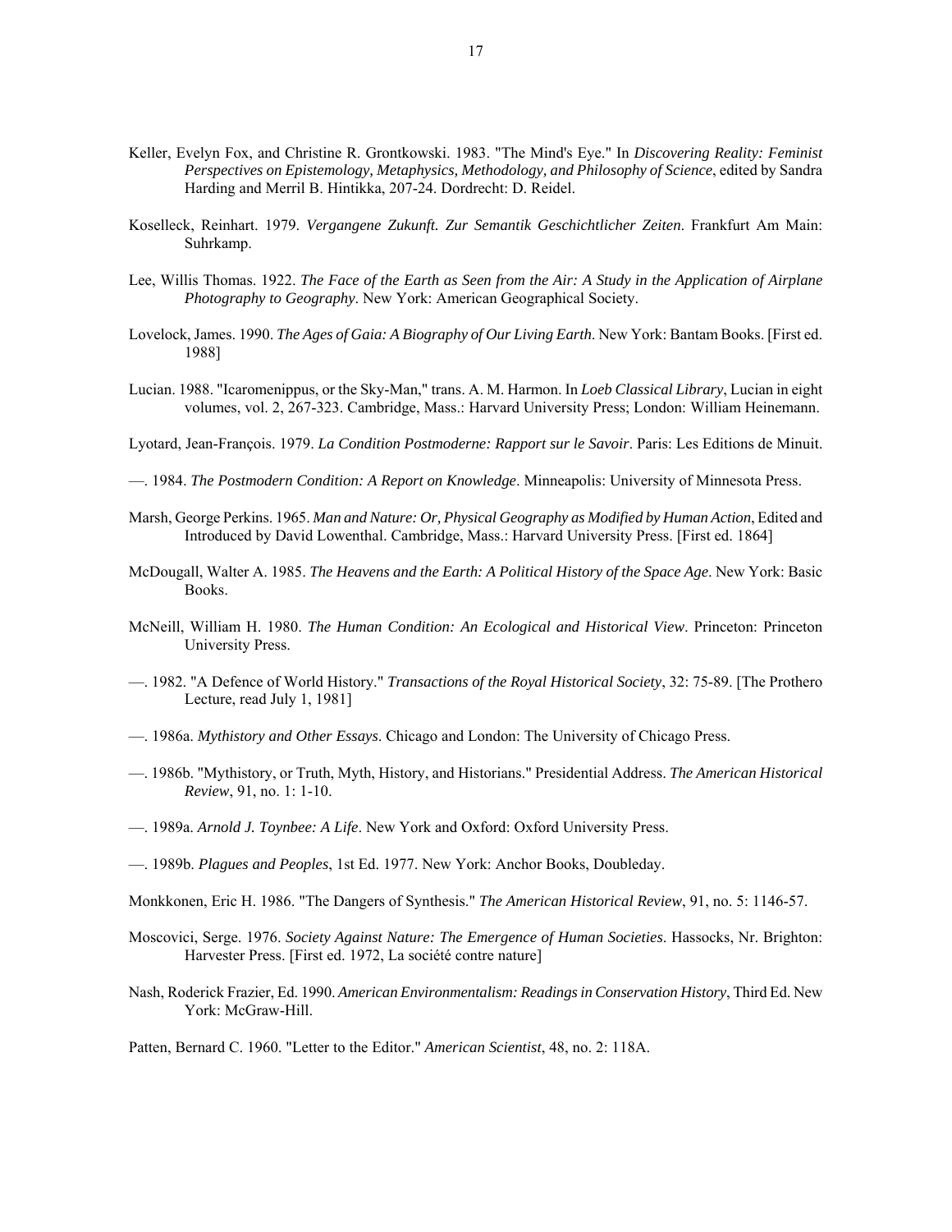Keller, Evelyn Fox, and Christine R. Grontkowski. 1983. "The Mind's Eye." In *Discovering Reality: Feminist Perspectives on Epistemology, Metaphysics, Methodology, and Philosophy of Science*, edited by Sandra Harding and Merril B. Hintikka, 207-24. Dordrecht: D. Reidel.

Koselleck, Reinhart. 1979. *Vergangene Zukunft. Zur Semantik Geschichtlicher Zeiten*. Frankfurt Am Main: Suhrkamp.

Lee, Willis Thomas. 1922. *The Face of the Earth as Seen from the Air: A Study in the Application of Airplane Photography to Geography*. New York: American Geographical Society.

Lovelock, James. 1990. *The Ages of Gaia: A Biography of Our Living Earth*. New York: Bantam Books. [First ed. 1988]

Lucian. 1988. "Icaromenippus, or the Sky-Man," trans. A. M. Harmon. In *Loeb Classical Library*, Lucian in eight volumes, vol. 2, 267-323. Cambridge, Mass.: Harvard University Press; London: William Heinemann.

Lyotard, Jean-François. 1979. *La Condition Postmoderne: Rapport sur le Savoir*. Paris: Les Editions de Minuit.

—. 1984. *The Postmodern Condition: A Report on Knowledge*. Minneapolis: University of Minnesota Press.

Marsh, George Perkins. 1965. *Man and Nature: Or, Physical Geography as Modified by Human Action*, Edited and Introduced by David Lowenthal. Cambridge, Mass.: Harvard University Press. [First ed. 1864]

McDougall, Walter A. 1985. *The Heavens and the Earth: A Political History of the Space Age*. New York: Basic Books.

McNeill, William H. 1980. *The Human Condition: An Ecological and Historical View*. Princeton: Princeton University Press.

—. 1982. "A Defence of World History." *Transactions of the Royal Historical Society*, 32: 75-89. [The Prothero Lecture, read July 1, 1981]

—. 1986a. *Mythistory and Other Essays*. Chicago and London: The University of Chicago Press.

—. 1986b. "Mythistory, or Truth, Myth, History, and Historians." Presidential Address. *The American Historical Review*, 91, no. 1: 1-10.

—. 1989a. *Arnold J. Toynbee: A Life*. New York and Oxford: Oxford University Press.

—. 1989b. *Plagues and Peoples*, 1st Ed. 1977. New York: Anchor Books, Doubleday.

Monkkonen, Eric H. 1986. "The Dangers of Synthesis." *The American Historical Review*, 91, no. 5: 1146-57.

Moscovici, Serge. 1976. *Society Against Nature: The Emergence of Human Societies*. Hassocks, Nr. Brighton: Harvester Press. [First ed. 1972, La société contre nature]

Nash, Roderick Frazier, Ed. 1990. *American Environmentalism: Readings in Conservation History*, Third Ed. New York: McGraw-Hill.

Patten, Bernard C. 1960. "Letter to the Editor." *American Scientist*, 48, no. 2: 118A.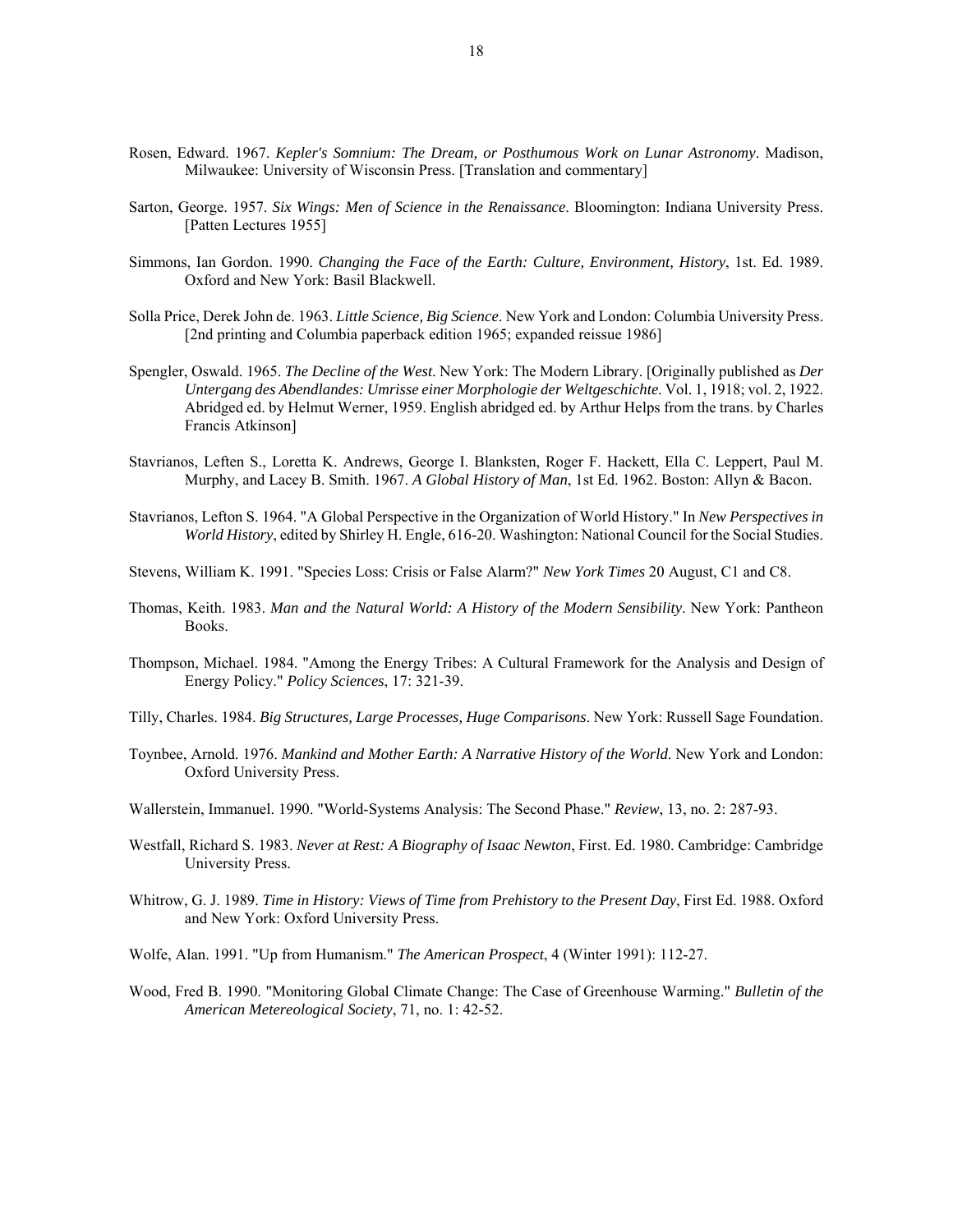Rosen, Edward. 1967. *Kepler's Somnium: The Dream, or Posthumous Work on Lunar Astronomy*. Madison, Milwaukee: University of Wisconsin Press. [Translation and commentary]

Sarton, George. 1957. *Six Wings: Men of Science in the Renaissance*. Bloomington: Indiana University Press. [Patten Lectures 1955]

Simmons, Ian Gordon. 1990. *Changing the Face of the Earth: Culture, Environment, History*, 1st. Ed. 1989. Oxford and New York: Basil Blackwell.

Solla Price, Derek John de. 1963. *Little Science, Big Science*. New York and London: Columbia University Press. [2nd printing and Columbia paperback edition 1965; expanded reissue 1986]

Spengler, Oswald. 1965. *The Decline of the West*. New York: The Modern Library. [Originally published as *Der Untergang des Abendlandes: Umrisse einer Morphologie der Weltgeschichte*. Vol. 1, 1918; vol. 2, 1922. Abridged ed. by Helmut Werner, 1959. English abridged ed. by Arthur Helps from the trans. by Charles Francis Atkinson]

Stavrianos, Leften S., Loretta K. Andrews, George I. Blanksten, Roger F. Hackett, Ella C. Leppert, Paul M. Murphy, and Lacey B. Smith. 1967. *A Global History of Man*, 1st Ed. 1962. Boston: Allyn & Bacon.

Stavrianos, Lefton S. 1964. "A Global Perspective in the Organization of World History." In *New Perspectives in World History*, edited by Shirley H. Engle, 616-20. Washington: National Council for the Social Studies.

Stevens, William K. 1991. "Species Loss: Crisis or False Alarm?" *New York Times* 20 August, C1 and C8.

Thomas, Keith. 1983. *Man and the Natural World: A History of the Modern Sensibility*. New York: Pantheon Books.

Thompson, Michael. 1984. "Among the Energy Tribes: A Cultural Framework for the Analysis and Design of Energy Policy." *Policy Sciences*, 17: 321-39.

Tilly, Charles. 1984. *Big Structures, Large Processes, Huge Comparisons*. New York: Russell Sage Foundation.

Toynbee, Arnold. 1976. *Mankind and Mother Earth: A Narrative History of the World*. New York and London: Oxford University Press.

Wallerstein, Immanuel. 1990. "World-Systems Analysis: The Second Phase." *Review*, 13, no. 2: 287-93.

Westfall, Richard S. 1983. *Never at Rest: A Biography of Isaac Newton*, First. Ed. 1980. Cambridge: Cambridge University Press.

Whitrow, G. J. 1989. *Time in History: Views of Time from Prehistory to the Present Day*, First Ed. 1988. Oxford and New York: Oxford University Press.

Wolfe, Alan. 1991. "Up from Humanism." *The American Prospect*, 4 (Winter 1991): 112-27.

Wood, Fred B. 1990. "Monitoring Global Climate Change: The Case of Greenhouse Warming." *Bulletin of the American Metereological Society*, 71, no. 1: 42-52.